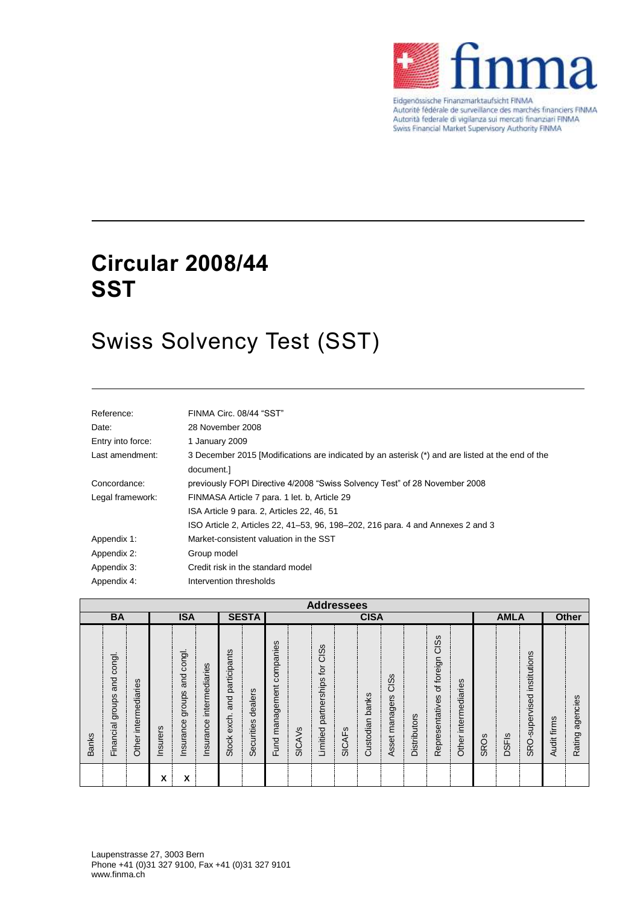Eidgenössische Finanzmarktaufsicht FINMA
Autorité fédérale de surveillance des marchés financiers FINMA
Autorità federale di vigilanza sui mercati finanziari FINMA
Swiss Financial Market Supervisory Authority FINMA

# Circular 2008/44
# SST

## Swiss Solvency Test (SST)

| | |
|---|---|
| Reference: | FINMA Circ. 08/44 "SST" |
| Date: | 28 November 2008 |
| Entry into force: | 1 January 2009 |
| Last amendment: | 3 December 2015 [Modifications are indicated by an asterisk (*) and are listed at the end of the document.] |
| Concordance: | previously FOPI Directive 4/2008 "Swiss Solvency Test" of 28 November 2008 |
| Legal framework: | FINMASA Article 7 para. 1 let. b, Article 29 |
| | ISA Article 9 para. 2, Articles 22, 46, 51 |
| | ISO Article 2, Articles 22, 41–53, 96, 198–202, 216 para. 4 and Annexes 2 and 3 |
| Appendix 1: | Market-consistent valuation in the SST |
| Appendix 2: | Group model |
| Appendix 3: | Credit risk in the standard model |
| Appendix 4: | Intervention thresholds |

| Addressees | | | | | | | | | | | | | | | | | | | | | | |
|---|---|---|---|---|---|---|---|---|---|---|---|---|---|---|---|---|---|---|---|---|---|---|
| BA | | | ISA | | | SESTA | | CISA | | | | | | | | | AMLA | | | Other | |
| Banks | Financial groups and congl. | Other intermediaries | Insurers | Insurance groups and congl. | Insurance intermediaries | Stock exch. and participants | Securities dealers | Fund management companies | SICAVs | Limited partnerships for CISs | SICAFs | Custodian banks | Asset managers CISs | Distributors | Representatives of foreign CISs | Other intermediaries | SROs | DSFIs | SRO-supervised institutions | Audit firms | Rating agencies |
| | | | X | X | | | | | | | | | | | | | | | | | |

Laupenstrasse 27, 3003 Bern
Phone +41 (0)31 327 9100, Fax +41 (0)31 327 9101
www.finma.ch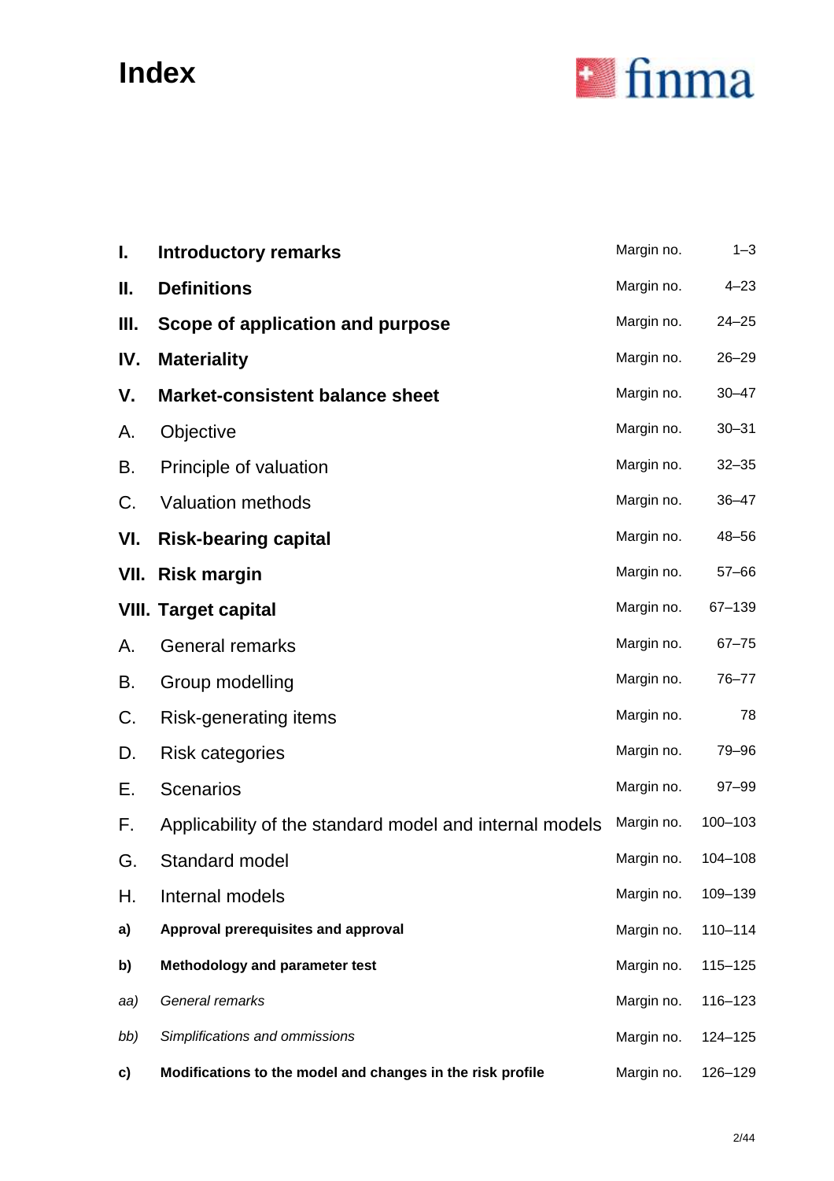# Index

| | | | |
|---|---|---|---|
| **I.** | **Introductory remarks** | Margin no. | 1–3 |
| **II.** | **Definitions** | Margin no. | 4–23 |
| **III.** | **Scope of application and purpose** | Margin no. | 24–25 |
| **IV.** | **Materiality** | Margin no. | 26–29 |
| **V.** | **Market-consistent balance sheet** | Margin no. | 30–47 |
| A. | Objective | Margin no. | 30–31 |
| B. | Principle of valuation | Margin no. | 32–35 |
| C. | Valuation methods | Margin no. | 36–47 |
| **VI.** | **Risk-bearing capital** | Margin no. | 48–56 |
| **VII.** | **Risk margin** | Margin no. | 57–66 |
| **VIII.** | **Target capital** | Margin no. | 67–139 |
| A. | General remarks | Margin no. | 67–75 |
| B. | Group modelling | Margin no. | 76–77 |
| C. | Risk-generating items | Margin no. | 78 |
| D. | Risk categories | Margin no. | 79–96 |
| E. | Scenarios | Margin no. | 97–99 |
| F. | Applicability of the standard model and internal models | Margin no. | 100–103 |
| G. | Standard model | Margin no. | 104–108 |
| H. | Internal models | Margin no. | 109–139 |
| **a)** | **Approval prerequisites and approval** | Margin no. | 110–114 |
| **b)** | **Methodology and parameter test** | Margin no. | 115–125 |
| *aa)* | *General remarks* | Margin no. | 116–123 |
| *bb)* | *Simplifications and ommissions* | Margin no. | 124–125 |
| **c)** | **Modifications to the model and changes in the risk profile** | Margin no. | 126–129 |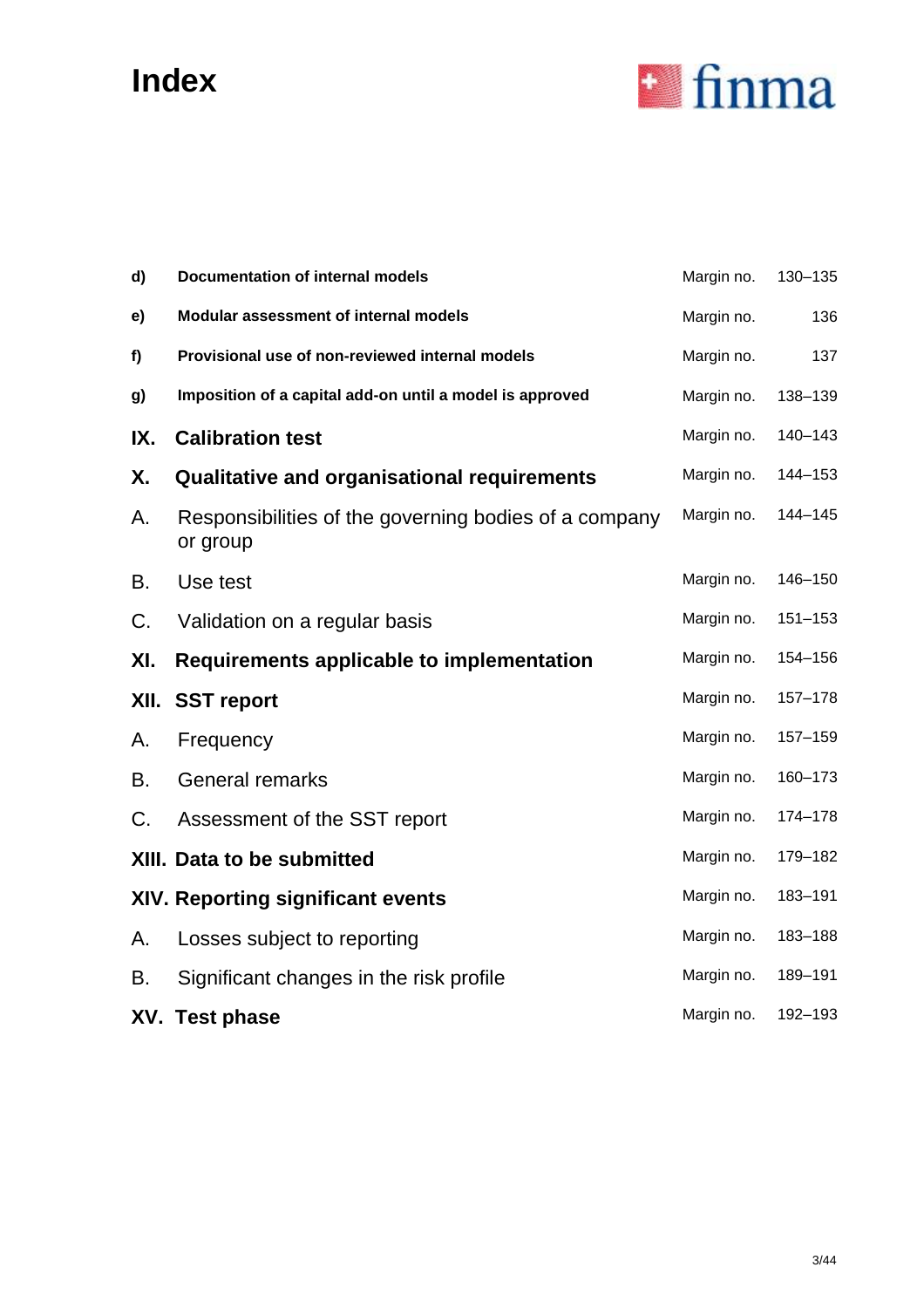# Index

| | | | |
|---|---|---|---|
| **d)** | **Documentation of internal models** | Margin no. | 130–135 |
| **e)** | **Modular assessment of internal models** | Margin no. | 136 |
| **f)** | **Provisional use of non-reviewed internal models** | Margin no. | 137 |
| **g)** | **Imposition of a capital add-on until a model is approved** | Margin no. | 138–139 |
| **IX.** | **Calibration test** | Margin no. | 140–143 |
| **X.** | **Qualitative and organisational requirements** | Margin no. | 144–153 |
| A. | Responsibilities of the governing bodies of a company or group | Margin no. | 144–145 |
| B. | Use test | Margin no. | 146–150 |
| C. | Validation on a regular basis | Margin no. | 151–153 |
| **XI.** | **Requirements applicable to implementation** | Margin no. | 154–156 |
| **XII.** | **SST report** | Margin no. | 157–178 |
| A. | Frequency | Margin no. | 157–159 |
| B. | General remarks | Margin no. | 160–173 |
| C. | Assessment of the SST report | Margin no. | 174–178 |
| **XIII.** | **Data to be submitted** | Margin no. | 179–182 |
| **XIV.** | **Reporting significant events** | Margin no. | 183–191 |
| A. | Losses subject to reporting | Margin no. | 183–188 |
| B. | Significant changes in the risk profile | Margin no. | 189–191 |
| **XV.** | **Test phase** | Margin no. | 192–193 |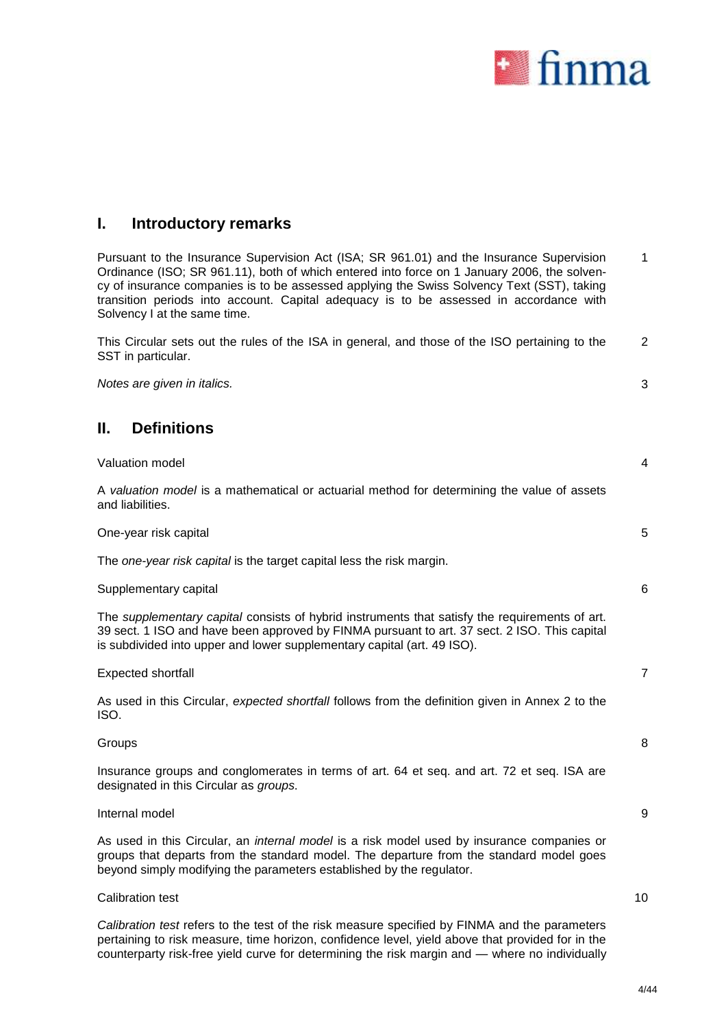## I. Introductory remarks

Pursuant to the Insurance Supervision Act (ISA; SR 961.01) and the Insurance Supervision Ordinance (ISO; SR 961.11), both of which entered into force on 1 January 2006, the solvency of insurance companies is to be assessed applying the Swiss Solvency Text (SST), taking transition periods into account. Capital adequacy is to be assessed in accordance with Solvency I at the same time. 1

This Circular sets out the rules of the ISA in general, and those of the ISO pertaining to the SST in particular. 2

*Notes are given in italics.* 3

## II. Definitions

Valuation model 4

A *valuation model* is a mathematical or actuarial method for determining the value of assets and liabilities.

One-year risk capital 5

The *one-year risk capital* is the target capital less the risk margin.

Supplementary capital 6

The *supplementary capital* consists of hybrid instruments that satisfy the requirements of art. 39 sect. 1 ISO and have been approved by FINMA pursuant to art. 37 sect. 2 ISO. This capital is subdivided into upper and lower supplementary capital (art. 49 ISO).

Expected shortfall 7

As used in this Circular, *expected shortfall* follows from the definition given in Annex 2 to the ISO.

Groups 8

Insurance groups and conglomerates in terms of art. 64 et seq. and art. 72 et seq. ISA are designated in this Circular as *groups*.

Internal model 9

As used in this Circular, an *internal model* is a risk model used by insurance companies or groups that departs from the standard model. The departure from the standard model goes beyond simply modifying the parameters established by the regulator.

Calibration test 10

*Calibration test* refers to the test of the risk measure specified by FINMA and the parameters pertaining to risk measure, time horizon, confidence level, yield above that provided for in the counterparty risk-free yield curve for determining the risk margin and — where no individually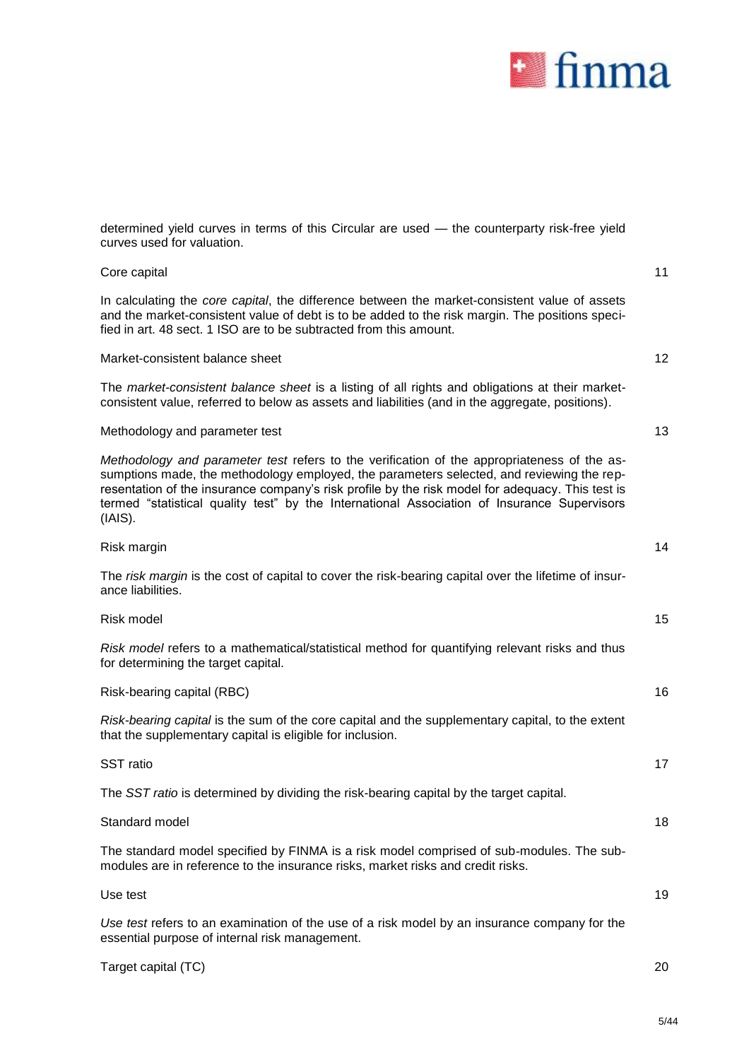determined yield curves in terms of this Circular are used — the counterparty risk-free yield curves used for valuation.

Core capital 11

In calculating the *core capital*, the difference between the market-consistent value of assets and the market-consistent value of debt is to be added to the risk margin. The positions specified in art. 48 sect. 1 ISO are to be subtracted from this amount.

Market-consistent balance sheet 12

The *market-consistent balance sheet* is a listing of all rights and obligations at their market-consistent value, referred to below as assets and liabilities (and in the aggregate, positions).

Methodology and parameter test 13

*Methodology and parameter test* refers to the verification of the appropriateness of the assumptions made, the methodology employed, the parameters selected, and reviewing the representation of the insurance company's risk profile by the risk model for adequacy. This test is termed "statistical quality test" by the International Association of Insurance Supervisors (IAIS).

Risk margin 14

The *risk margin* is the cost of capital to cover the risk-bearing capital over the lifetime of insurance liabilities.

Risk model 15

*Risk model* refers to a mathematical/statistical method for quantifying relevant risks and thus for determining the target capital.

Risk-bearing capital (RBC) 16

*Risk-bearing capital* is the sum of the core capital and the supplementary capital, to the extent that the supplementary capital is eligible for inclusion.

SST ratio 17

The *SST ratio* is determined by dividing the risk-bearing capital by the target capital.

Standard model 18

The standard model specified by FINMA is a risk model comprised of sub-modules. The sub-modules are in reference to the insurance risks, market risks and credit risks.

Use test 19

*Use test* refers to an examination of the use of a risk model by an insurance company for the essential purpose of internal risk management.

Target capital (TC) 20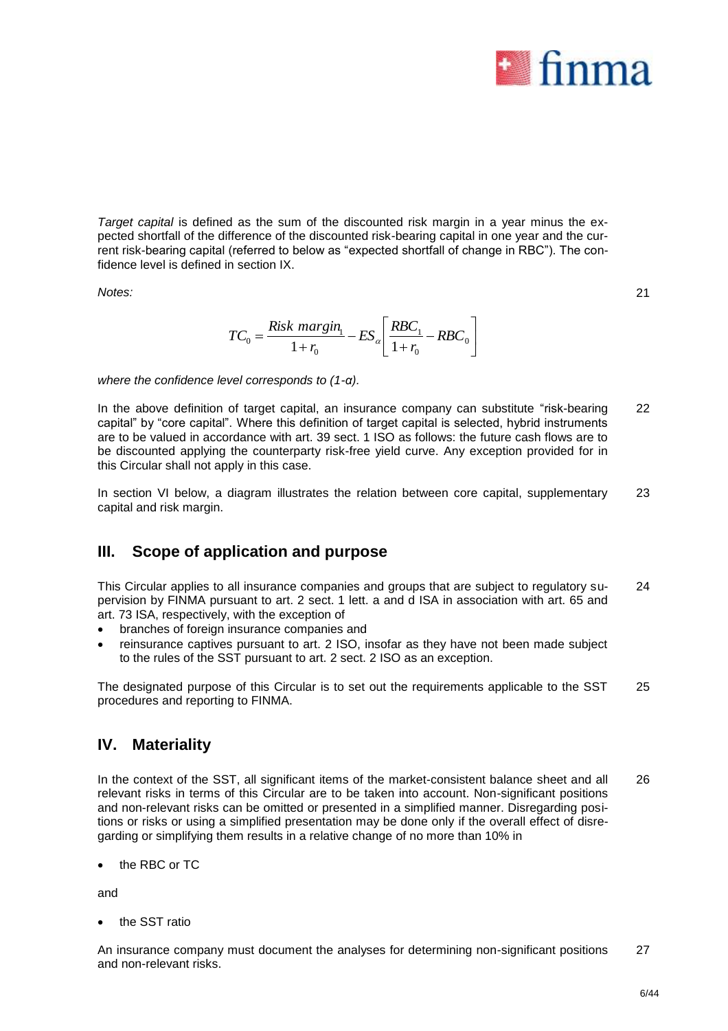*Target capital* is defined as the sum of the discounted risk margin in a year minus the expected shortfall of the difference of the discounted risk-bearing capital in one year and the current risk-bearing capital (referred to below as "expected shortfall of change in RBC"). The confidence level is defined in section IX.

*Notes:* 21

$$TC_0 = \frac{Risk\ margin_1}{1+r_0} - ES_\alpha\left[\frac{RBC_1}{1+r_0} - RBC_0\right]$$

*where the confidence level corresponds to (1-α).*

In the above definition of target capital, an insurance company can substitute "risk-bearing capital" by "core capital". Where this definition of target capital is selected, hybrid instruments are to be valued in accordance with art. 39 sect. 1 ISO as follows: the future cash flows are to be discounted applying the counterparty risk-free yield curve. Any exception provided for in this Circular shall not apply in this case. 22

In section VI below, a diagram illustrates the relation between core capital, supplementary capital and risk margin. 23

## III. Scope of application and purpose

This Circular applies to all insurance companies and groups that are subject to regulatory supervision by FINMA pursuant to art. 2 sect. 1 lett. a and d ISA in association with art. 65 and art. 73 ISA, respectively, with the exception of 24

- branches of foreign insurance companies and
- reinsurance captives pursuant to art. 2 ISO, insofar as they have not been made subject to the rules of the SST pursuant to art. 2 sect. 2 ISO as an exception.

The designated purpose of this Circular is to set out the requirements applicable to the SST procedures and reporting to FINMA. 25

## IV. Materiality

In the context of the SST, all significant items of the market-consistent balance sheet and all relevant risks in terms of this Circular are to be taken into account. Non-significant positions and non-relevant risks can be omitted or presented in a simplified manner. Disregarding positions or risks or using a simplified presentation may be done only if the overall effect of disregarding or simplifying them results in a relative change of no more than 10% in 26

- the RBC or TC

and

- the SST ratio

An insurance company must document the analyses for determining non-significant positions and non-relevant risks. 27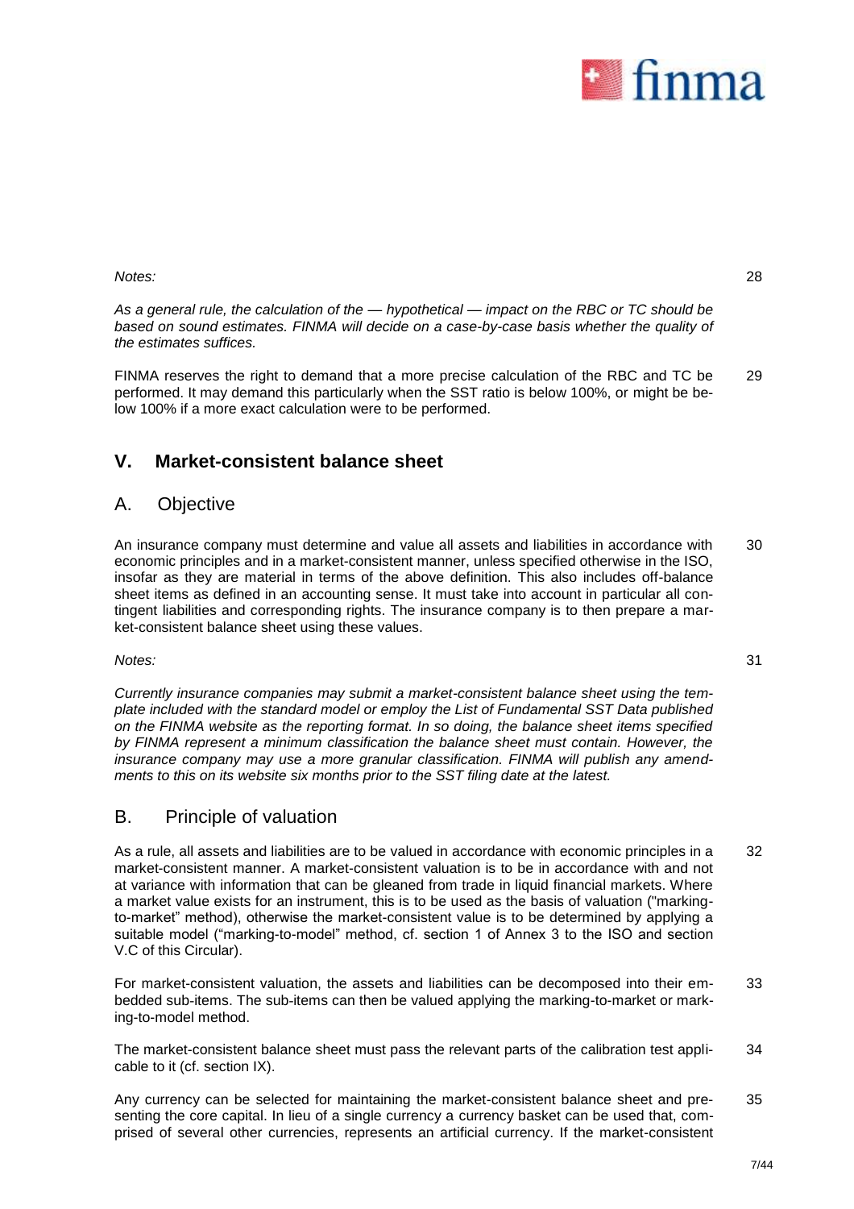*Notes:*

28

*As a general rule, the calculation of the — hypothetical — impact on the RBC or TC should be based on sound estimates. FINMA will decide on a case-by-case basis whether the quality of the estimates suffices.*

FINMA reserves the right to demand that a more precise calculation of the RBC and TC be performed. It may demand this particularly when the SST ratio is below 100%, or might be below 100% if a more exact calculation were to be performed.

29

## V. Market-consistent balance sheet

### A. Objective

An insurance company must determine and value all assets and liabilities in accordance with economic principles and in a market-consistent manner, unless specified otherwise in the ISO, insofar as they are material in terms of the above definition. This also includes off-balance sheet items as defined in an accounting sense. It must take into account in particular all contingent liabilities and corresponding rights. The insurance company is to then prepare a market-consistent balance sheet using these values.

30

*Notes:*

31

*Currently insurance companies may submit a market-consistent balance sheet using the template included with the standard model or employ the List of Fundamental SST Data published on the FINMA website as the reporting format. In so doing, the balance sheet items specified by FINMA represent a minimum classification the balance sheet must contain. However, the insurance company may use a more granular classification. FINMA will publish any amendments to this on its website six months prior to the SST filing date at the latest.*

### B. Principle of valuation

As a rule, all assets and liabilities are to be valued in accordance with economic principles in a market-consistent manner. A market-consistent valuation is to be in accordance with and not at variance with information that can be gleaned from trade in liquid financial markets. Where a market value exists for an instrument, this is to be used as the basis of valuation ("marking-to-market" method), otherwise the market-consistent value is to be determined by applying a suitable model ("marking-to-model" method, cf. section 1 of Annex 3 to the ISO and section V.C of this Circular).

32

For market-consistent valuation, the assets and liabilities can be decomposed into their embedded sub-items. The sub-items can then be valued applying the marking-to-market or marking-to-model method.

33

The market-consistent balance sheet must pass the relevant parts of the calibration test applicable to it (cf. section IX).

34

Any currency can be selected for maintaining the market-consistent balance sheet and presenting the core capital. In lieu of a single currency a currency basket can be used that, comprised of several other currencies, represents an artificial currency. If the market-consistent

35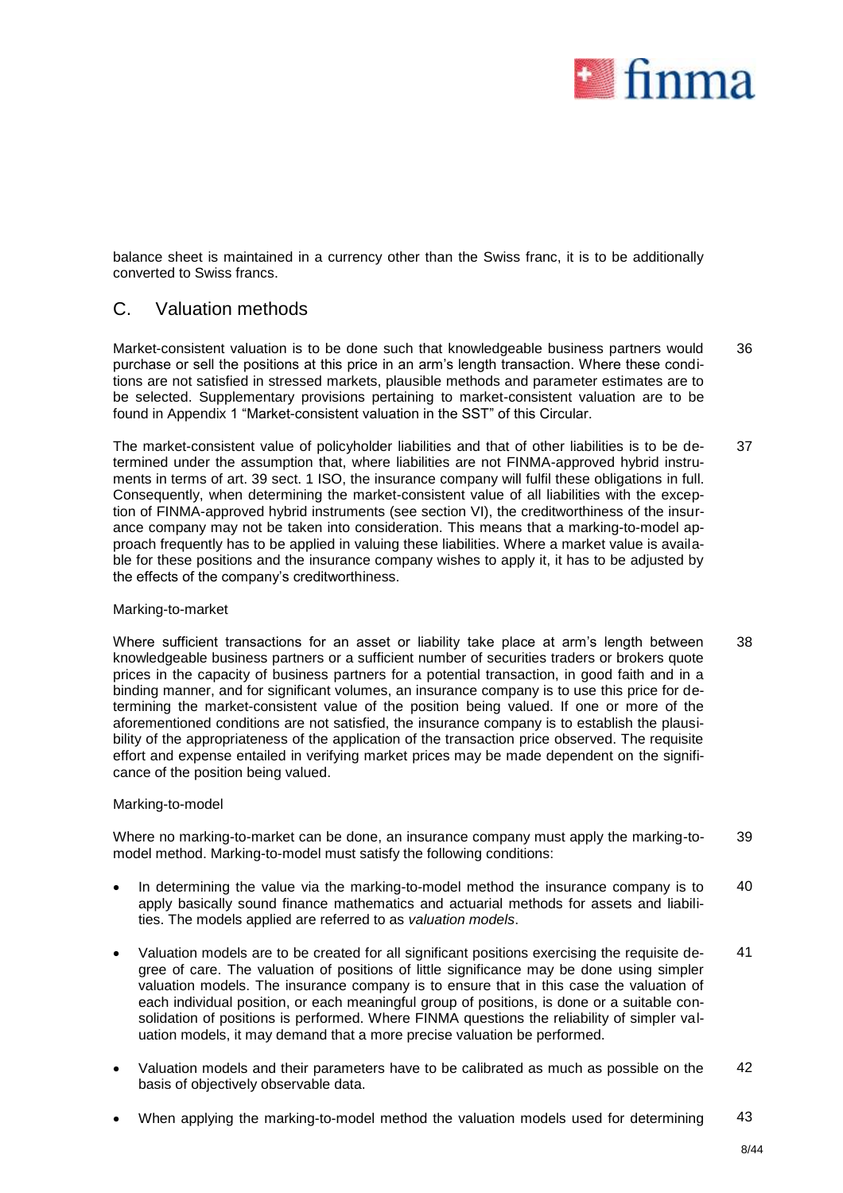balance sheet is maintained in a currency other than the Swiss franc, it is to be additionally converted to Swiss francs.

## C. Valuation methods

Market-consistent valuation is to be done such that knowledgeable business partners would purchase or sell the positions at this price in an arm's length transaction. Where these conditions are not satisfied in stressed markets, plausible methods and parameter estimates are to be selected. Supplementary provisions pertaining to market-consistent valuation are to be found in Appendix 1 "Market-consistent valuation in the SST" of this Circular. 36

The market-consistent value of policyholder liabilities and that of other liabilities is to be determined under the assumption that, where liabilities are not FINMA-approved hybrid instruments in terms of art. 39 sect. 1 ISO, the insurance company will fulfil these obligations in full. Consequently, when determining the market-consistent value of all liabilities with the exception of FINMA-approved hybrid instruments (see section VI), the creditworthiness of the insurance company may not be taken into consideration. This means that a marking-to-model approach frequently has to be applied in valuing these liabilities. Where a market value is available for these positions and the insurance company wishes to apply it, it has to be adjusted by the effects of the company's creditworthiness. 37

Marking-to-market

Where sufficient transactions for an asset or liability take place at arm's length between knowledgeable business partners or a sufficient number of securities traders or brokers quote prices in the capacity of business partners for a potential transaction, in good faith and in a binding manner, and for significant volumes, an insurance company is to use this price for determining the market-consistent value of the position being valued. If one or more of the aforementioned conditions are not satisfied, the insurance company is to establish the plausibility of the appropriateness of the application of the transaction price observed. The requisite effort and expense entailed in verifying market prices may be made dependent on the significance of the position being valued. 38

Marking-to-model

Where no marking-to-market can be done, an insurance company must apply the marking-to-model method. Marking-to-model must satisfy the following conditions: 39

- In determining the value via the marking-to-model method the insurance company is to apply basically sound finance mathematics and actuarial methods for assets and liabilities. The models applied are referred to as *valuation models*. 40
- Valuation models are to be created for all significant positions exercising the requisite degree of care. The valuation of positions of little significance may be done using simpler valuation models. The insurance company is to ensure that in this case the valuation of each individual position, or each meaningful group of positions, is done or a suitable consolidation of positions is performed. Where FINMA questions the reliability of simpler valuation models, it may demand that a more precise valuation be performed. 41
- Valuation models and their parameters have to be calibrated as much as possible on the basis of objectively observable data. 42
- When applying the marking-to-model method the valuation models used for determining 43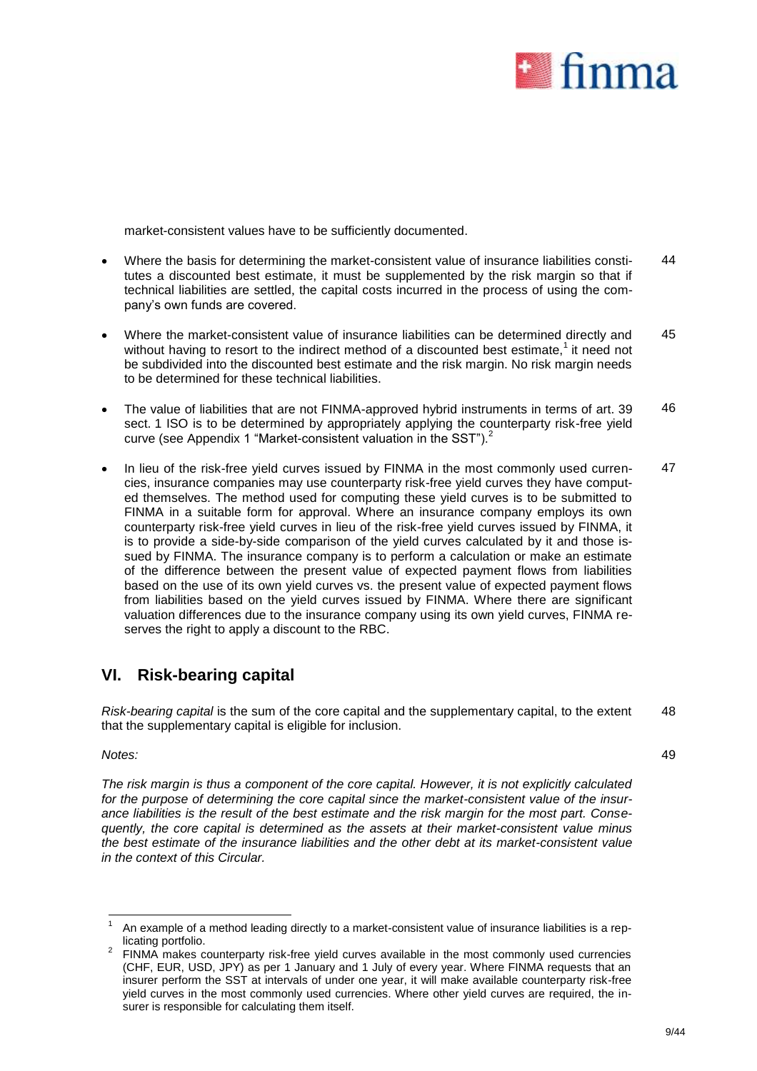market-consistent values have to be sufficiently documented.

- Where the basis for determining the market-consistent value of insurance liabilities constitutes a discounted best estimate, it must be supplemented by the risk margin so that if technical liabilities are settled, the capital costs incurred in the process of using the company's own funds are covered. 44

- Where the market-consistent value of insurance liabilities can be determined directly and without having to resort to the indirect method of a discounted best estimate,[1] it need not be subdivided into the discounted best estimate and the risk margin. No risk margin needs to be determined for these technical liabilities. 45

- The value of liabilities that are not FINMA-approved hybrid instruments in terms of art. 39 sect. 1 ISO is to be determined by appropriately applying the counterparty risk-free yield curve (see Appendix 1 "Market-consistent valuation in the SST").[2] 46

- In lieu of the risk-free yield curves issued by FINMA in the most commonly used currencies, insurance companies may use counterparty risk-free yield curves they have computed themselves. The method used for computing these yield curves is to be submitted to FINMA in a suitable form for approval. Where an insurance company employs its own counterparty risk-free yield curves in lieu of the risk-free yield curves issued by FINMA, it is to provide a side-by-side comparison of the yield curves calculated by it and those issued by FINMA. The insurance company is to perform a calculation or make an estimate of the difference between the present value of expected payment flows from liabilities based on the use of its own yield curves vs. the present value of expected payment flows from liabilities based on the yield curves issued by FINMA. Where there are significant valuation differences due to the insurance company using its own yield curves, FINMA reserves the right to apply a discount to the RBC. 47

## VI. Risk-bearing capital

*Risk-bearing capital* is the sum of the core capital and the supplementary capital, to the extent that the supplementary capital is eligible for inclusion. 48

*Notes:* 49

*The risk margin is thus a component of the core capital. However, it is not explicitly calculated for the purpose of determining the core capital since the market-consistent value of the insurance liabilities is the result of the best estimate and the risk margin for the most part. Consequently, the core capital is determined as the assets at their market-consistent value minus the best estimate of the insurance liabilities and the other debt at its market-consistent value in the context of this Circular.*

---

[1] An example of a method leading directly to a market-consistent value of insurance liabilities is a replicating portfolio.

[2] FINMA makes counterparty risk-free yield curves available in the most commonly used currencies (CHF, EUR, USD, JPY) as per 1 January and 1 July of every year. Where FINMA requests that an insurer perform the SST at intervals of under one year, it will make available counterparty risk-free yield curves in the most commonly used currencies. Where other yield curves are required, the insurer is responsible for calculating them itself.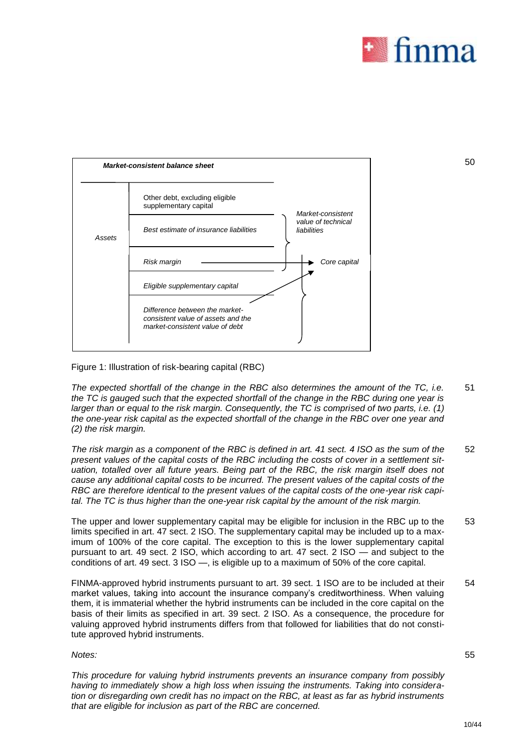| Market-consistent balance sheet | | |
|---|---|---|
| Assets | Other debt, excluding eligible supplementary capital | |
| | Best estimate of insurance liabilities | Market-consistent value of technical liabilities |
| | Risk margin | Core capital |
| | Eligible supplementary capital | |
| | Difference between the market-consistent value of assets and the market-consistent value of debt | |

Figure 1: Illustration of risk-bearing capital (RBC)

*The expected shortfall of the change in the RBC also determines the amount of the TC, i.e. the TC is gauged such that the expected shortfall of the change in the RBC during one year is larger than or equal to the risk margin. Consequently, the TC is comprised of two parts, i.e. (1) the one-year risk capital as the expected shortfall of the change in the RBC over one year and (2) the risk margin.*

*The risk margin as a component of the RBC is defined in art. 41 sect. 4 ISO as the sum of the present values of the capital costs of the RBC including the costs of cover in a settlement situation, totalled over all future years. Being part of the RBC, the risk margin itself does not cause any additional capital costs to be incurred. The present values of the capital costs of the RBC are therefore identical to the present values of the capital costs of the one-year risk capital. The TC is thus higher than the one-year risk capital by the amount of the risk margin.*

The upper and lower supplementary capital may be eligible for inclusion in the RBC up to the limits specified in art. 47 sect. 2 ISO. The supplementary capital may be included up to a maximum of 100% of the core capital. The exception to this is the lower supplementary capital pursuant to art. 49 sect. 2 ISO, which according to art. 47 sect. 2 ISO — and subject to the conditions of art. 49 sect. 3 ISO —, is eligible up to a maximum of 50% of the core capital.

FINMA-approved hybrid instruments pursuant to art. 39 sect. 1 ISO are to be included at their market values, taking into account the insurance company's creditworthiness. When valuing them, it is immaterial whether the hybrid instruments can be included in the core capital on the basis of their limits as specified in art. 39 sect. 2 ISO. As a consequence, the procedure for valuing approved hybrid instruments differs from that followed for liabilities that do not constitute approved hybrid instruments.

*Notes:*

*This procedure for valuing hybrid instruments prevents an insurance company from possibly having to immediately show a high loss when issuing the instruments. Taking into consideration or disregarding own credit has no impact on the RBC, at least as far as hybrid instruments that are eligible for inclusion as part of the RBC are concerned.*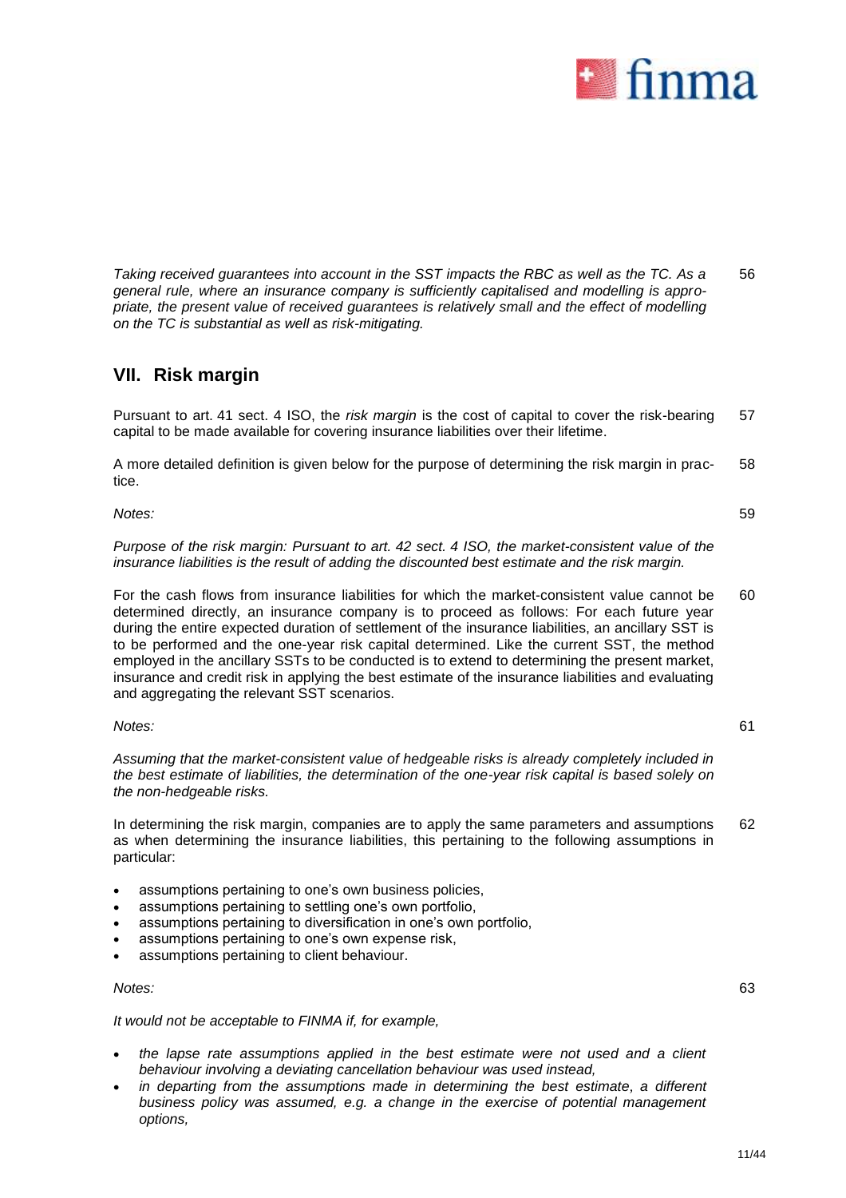*Taking received guarantees into account in the SST impacts the RBC as well as the TC. As a general rule, where an insurance company is sufficiently capitalised and modelling is appropriate, the present value of received guarantees is relatively small and the effect of modelling on the TC is substantial as well as risk-mitigating.* 56

## VII. Risk margin

Pursuant to art. 41 sect. 4 ISO, the *risk margin* is the cost of capital to cover the risk-bearing capital to be made available for covering insurance liabilities over their lifetime. 57

A more detailed definition is given below for the purpose of determining the risk margin in practice. 58

*Notes:* 59

*Purpose of the risk margin: Pursuant to art. 42 sect. 4 ISO, the market-consistent value of the insurance liabilities is the result of adding the discounted best estimate and the risk margin.*

For the cash flows from insurance liabilities for which the market-consistent value cannot be determined directly, an insurance company is to proceed as follows: For each future year during the entire expected duration of settlement of the insurance liabilities, an ancillary SST is to be performed and the one-year risk capital determined. Like the current SST, the method employed in the ancillary SSTs to be conducted is to extend to determining the present market, insurance and credit risk in applying the best estimate of the insurance liabilities and evaluating and aggregating the relevant SST scenarios. 60

*Notes:* 61

*Assuming that the market-consistent value of hedgeable risks is already completely included in the best estimate of liabilities, the determination of the one-year risk capital is based solely on the non-hedgeable risks.*

In determining the risk margin, companies are to apply the same parameters and assumptions as when determining the insurance liabilities, this pertaining to the following assumptions in particular: 62

- assumptions pertaining to one's own business policies,
- assumptions pertaining to settling one's own portfolio,
- assumptions pertaining to diversification in one's own portfolio,
- assumptions pertaining to one's own expense risk,
- assumptions pertaining to client behaviour.

*Notes:* 63

*It would not be acceptable to FINMA if, for example,*

- *the lapse rate assumptions applied in the best estimate were not used and a client behaviour involving a deviating cancellation behaviour was used instead,*
- *in departing from the assumptions made in determining the best estimate, a different business policy was assumed, e.g. a change in the exercise of potential management options,*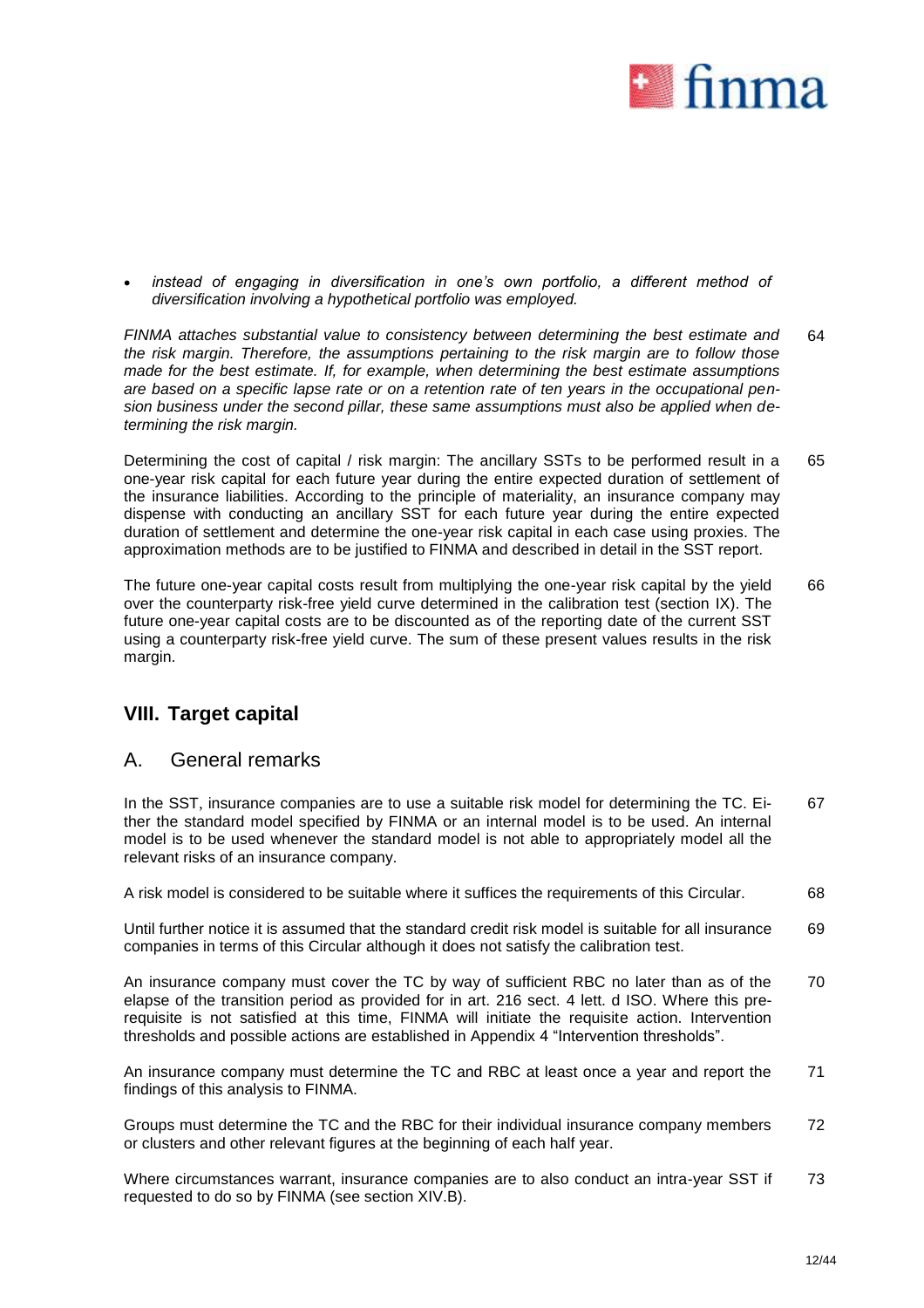- *instead of engaging in diversification in one's own portfolio, a different method of diversification involving a hypothetical portfolio was employed.*

*FINMA attaches substantial value to consistency between determining the best estimate and the risk margin. Therefore, the assumptions pertaining to the risk margin are to follow those made for the best estimate. If, for example, when determining the best estimate assumptions are based on a specific lapse rate or on a retention rate of ten years in the occupational pension business under the second pillar, these same assumptions must also be applied when determining the risk margin.* 64

Determining the cost of capital / risk margin: The ancillary SSTs to be performed result in a one-year risk capital for each future year during the entire expected duration of settlement of the insurance liabilities. According to the principle of materiality, an insurance company may dispense with conducting an ancillary SST for each future year during the entire expected duration of settlement and determine the one-year risk capital in each case using proxies. The approximation methods are to be justified to FINMA and described in detail in the SST report. 65

The future one-year capital costs result from multiplying the one-year risk capital by the yield over the counterparty risk-free yield curve determined in the calibration test (section IX). The future one-year capital costs are to be discounted as of the reporting date of the current SST using a counterparty risk-free yield curve. The sum of these present values results in the risk margin. 66

## VIII. Target capital

### A. General remarks

In the SST, insurance companies are to use a suitable risk model for determining the TC. Either the standard model specified by FINMA or an internal model is to be used. An internal model is to be used whenever the standard model is not able to appropriately model all the relevant risks of an insurance company. 67

A risk model is considered to be suitable where it suffices the requirements of this Circular. 68

Until further notice it is assumed that the standard credit risk model is suitable for all insurance companies in terms of this Circular although it does not satisfy the calibration test. 69

An insurance company must cover the TC by way of sufficient RBC no later than as of the elapse of the transition period as provided for in art. 216 sect. 4 lett. d ISO. Where this prerequisite is not satisfied at this time, FINMA will initiate the requisite action. Intervention thresholds and possible actions are established in Appendix 4 "Intervention thresholds". 70

An insurance company must determine the TC and RBC at least once a year and report the findings of this analysis to FINMA. 71

Groups must determine the TC and the RBC for their individual insurance company members or clusters and other relevant figures at the beginning of each half year. 72

Where circumstances warrant, insurance companies are to also conduct an intra-year SST if requested to do so by FINMA (see section XIV.B). 73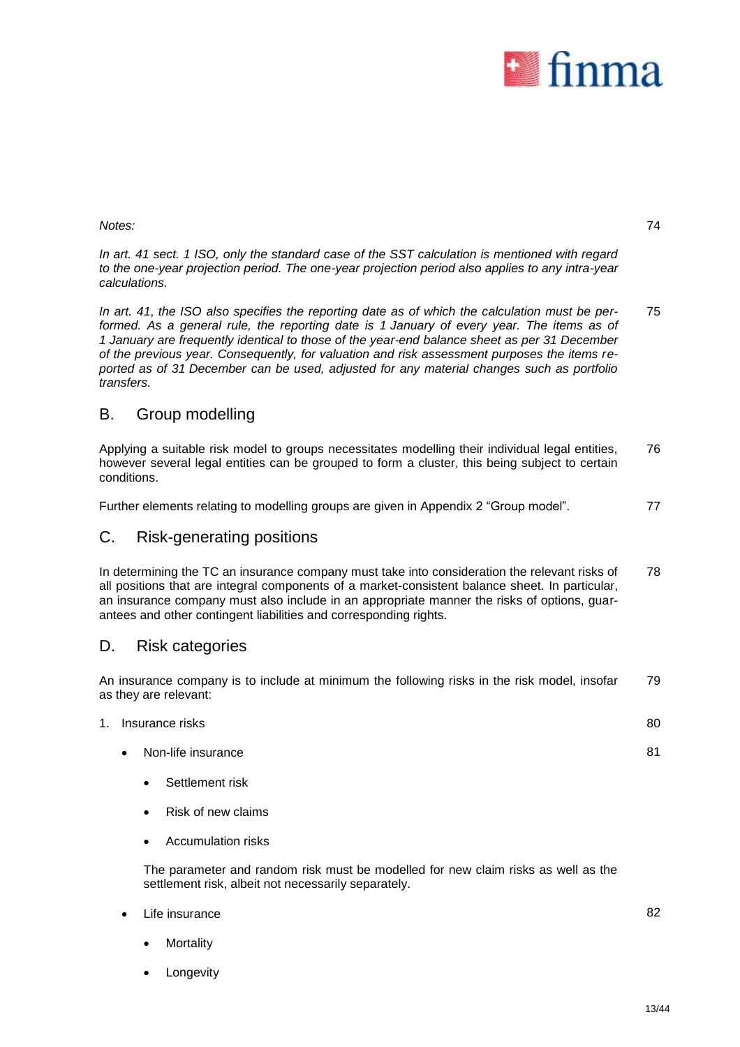*Notes:* 74

*In art. 41 sect. 1 ISO, only the standard case of the SST calculation is mentioned with regard to the one-year projection period. The one-year projection period also applies to any intra-year calculations.*

*In art. 41, the ISO also specifies the reporting date as of which the calculation must be performed. As a general rule, the reporting date is 1 January of every year. The items as of 1 January are frequently identical to those of the year-end balance sheet as per 31 December of the previous year. Consequently, for valuation and risk assessment purposes the items reported as of 31 December can be used, adjusted for any material changes such as portfolio transfers.* 75

## B. Group modelling

Applying a suitable risk model to groups necessitates modelling their individual legal entities, however several legal entities can be grouped to form a cluster, this being subject to certain conditions. 76

Further elements relating to modelling groups are given in Appendix 2 "Group model". 77

## C. Risk-generating positions

In determining the TC an insurance company must take into consideration the relevant risks of all positions that are integral components of a market-consistent balance sheet. In particular, an insurance company must also include in an appropriate manner the risks of options, guarantees and other contingent liabilities and corresponding rights. 78

## D. Risk categories

An insurance company is to include at minimum the following risks in the risk model, insofar as they are relevant: 79

1. Insurance risks 80

    - Non-life insurance 81

        - Settlement risk
        - Risk of new claims
        - Accumulation risks

        The parameter and random risk must be modelled for new claim risks as well as the settlement risk, albeit not necessarily separately.

    - Life insurance 82

        - Mortality
        - Longevity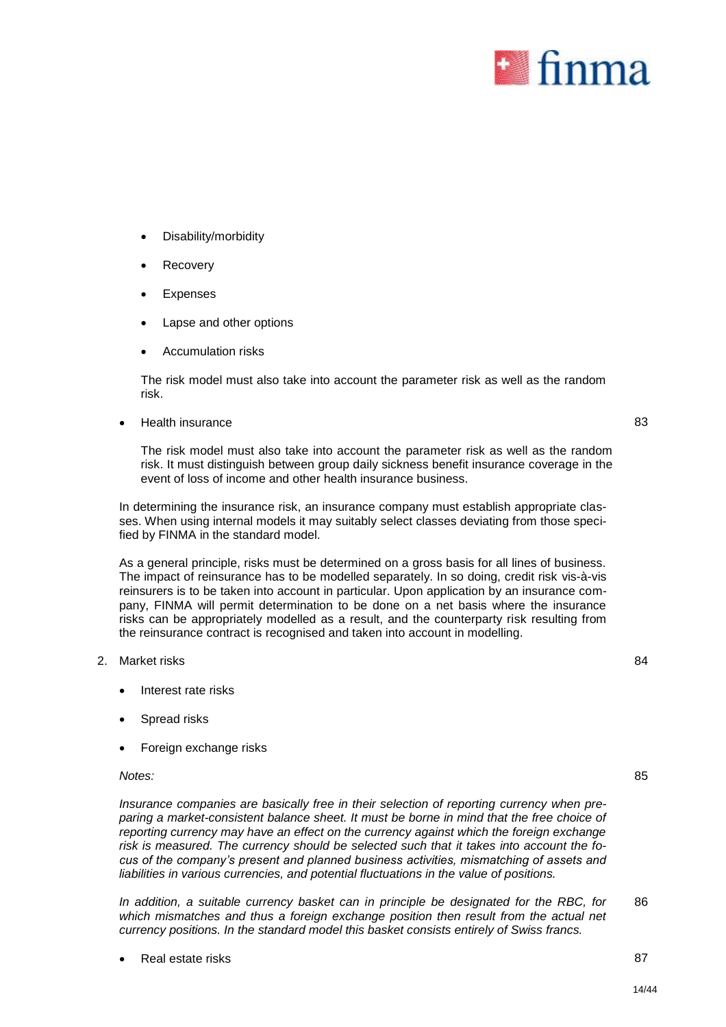- Disability/morbidity
- Recovery
- Expenses
- Lapse and other options
- Accumulation risks

The risk model must also take into account the parameter risk as well as the random risk.

- Health insurance 83

  The risk model must also take into account the parameter risk as well as the random risk. It must distinguish between group daily sickness benefit insurance coverage in the event of loss of income and other health insurance business.

In determining the insurance risk, an insurance company must establish appropriate classes. When using internal models it may suitably select classes deviating from those specified by FINMA in the standard model.

As a general principle, risks must be determined on a gross basis for all lines of business. The impact of reinsurance has to be modelled separately. In so doing, credit risk vis-à-vis reinsurers is to be taken into account in particular. Upon application by an insurance company, FINMA will permit determination to be done on a net basis where the insurance risks can be appropriately modelled as a result, and the counterparty risk resulting from the reinsurance contract is recognised and taken into account in modelling.

2. Market risks 84

- Interest rate risks
- Spread risks
- Foreign exchange risks

*Notes:* 85

*Insurance companies are basically free in their selection of reporting currency when preparing a market-consistent balance sheet. It must be borne in mind that the free choice of reporting currency may have an effect on the currency against which the foreign exchange risk is measured. The currency should be selected such that it takes into account the focus of the company's present and planned business activities, mismatching of assets and liabilities in various currencies, and potential fluctuations in the value of positions.*

*In addition, a suitable currency basket can in principle be designated for the RBC, for which mismatches and thus a foreign exchange position then result from the actual net currency positions. In the standard model this basket consists entirely of Swiss francs.* 86

- Real estate risks 87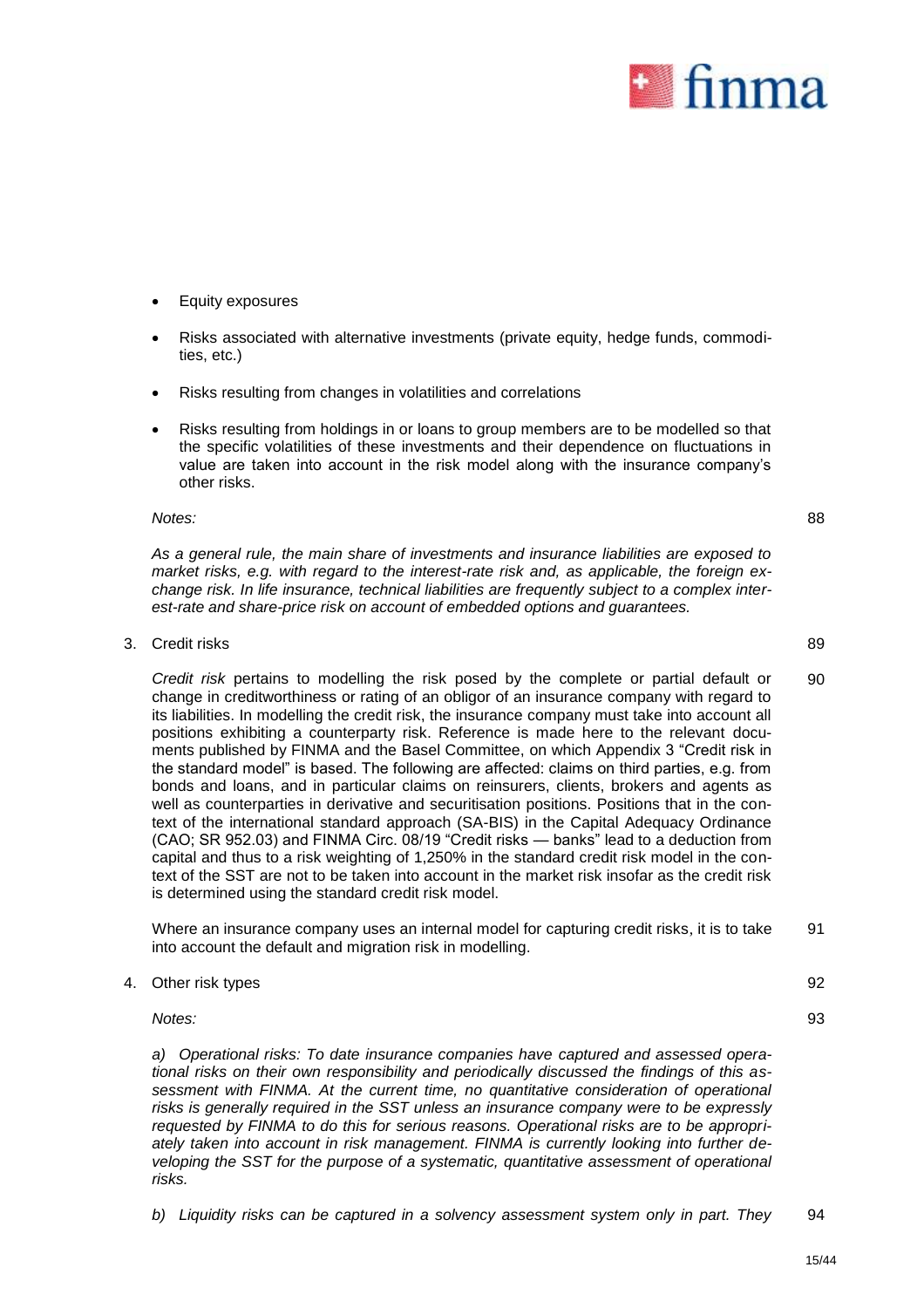- Equity exposures
- Risks associated with alternative investments (private equity, hedge funds, commodities, etc.)
- Risks resulting from changes in volatilities and correlations
- Risks resulting from holdings in or loans to group members are to be modelled so that the specific volatilities of these investments and their dependence on fluctuations in value are taken into account in the risk model along with the insurance company's other risks.

*Notes:* 88

*As a general rule, the main share of investments and insurance liabilities are exposed to market risks, e.g. with regard to the interest-rate risk and, as applicable, the foreign exchange risk. In life insurance, technical liabilities are frequently subject to a complex interest-rate and share-price risk on account of embedded options and guarantees.*

3. Credit risks 89

*Credit risk* pertains to modelling the risk posed by the complete or partial default or change in creditworthiness or rating of an obligor of an insurance company with regard to its liabilities. In modelling the credit risk, the insurance company must take into account all positions exhibiting a counterparty risk. Reference is made here to the relevant documents published by FINMA and the Basel Committee, on which Appendix 3 "Credit risk in the standard model" is based. The following are affected: claims on third parties, e.g. from bonds and loans, and in particular claims on reinsurers, clients, brokers and agents as well as counterparties in derivative and securitisation positions. Positions that in the context of the international standard approach (SA-BIS) in the Capital Adequacy Ordinance (CAO; SR 952.03) and FINMA Circ. 08/19 "Credit risks — banks" lead to a deduction from capital and thus to a risk weighting of 1,250% in the standard credit risk model in the context of the SST are not to be taken into account in the market risk insofar as the credit risk is determined using the standard credit risk model. 90

Where an insurance company uses an internal model for capturing credit risks, it is to take into account the default and migration risk in modelling. 91

4. Other risk types 92

*Notes:* 93

*a) Operational risks: To date insurance companies have captured and assessed operational risks on their own responsibility and periodically discussed the findings of this assessment with FINMA. At the current time, no quantitative consideration of operational risks is generally required in the SST unless an insurance company were to be expressly requested by FINMA to do this for serious reasons. Operational risks are to be appropriately taken into account in risk management. FINMA is currently looking into further developing the SST for the purpose of a systematic, quantitative assessment of operational risks.*

*b) Liquidity risks can be captured in a solvency assessment system only in part. They* 94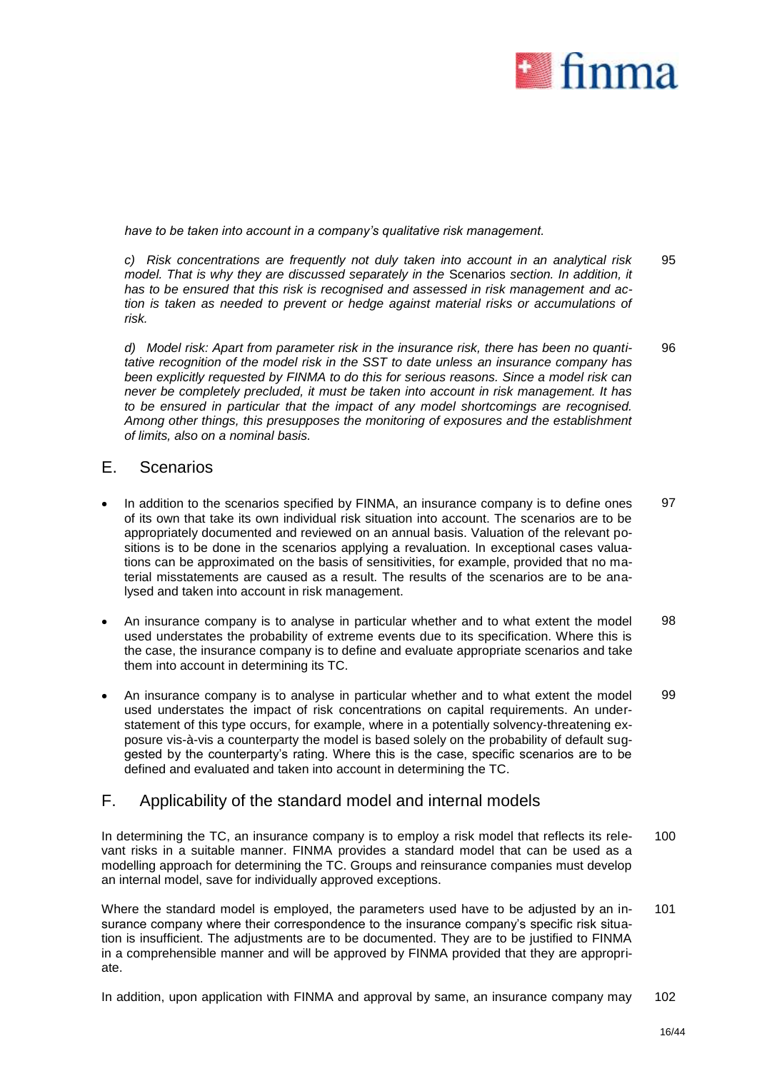*have to be taken into account in a company's qualitative risk management.*

*c) Risk concentrations are frequently not duly taken into account in an analytical risk model. That is why they are discussed separately in the* Scenarios *section. In addition, it has to be ensured that this risk is recognised and assessed in risk management and action is taken as needed to prevent or hedge against material risks or accumulations of risk.* 95

*d) Model risk: Apart from parameter risk in the insurance risk, there has been no quantitative recognition of the model risk in the SST to date unless an insurance company has been explicitly requested by FINMA to do this for serious reasons. Since a model risk can never be completely precluded, it must be taken into account in risk management. It has to be ensured in particular that the impact of any model shortcomings are recognised. Among other things, this presupposes the monitoring of exposures and the establishment of limits, also on a nominal basis.* 96

## E. Scenarios

- In addition to the scenarios specified by FINMA, an insurance company is to define ones of its own that take its own individual risk situation into account. The scenarios are to be appropriately documented and reviewed on an annual basis. Valuation of the relevant positions is to be done in the scenarios applying a revaluation. In exceptional cases valuations can be approximated on the basis of sensitivities, for example, provided that no material misstatements are caused as a result. The results of the scenarios are to be analysed and taken into account in risk management. 97
- An insurance company is to analyse in particular whether and to what extent the model used understates the probability of extreme events due to its specification. Where this is the case, the insurance company is to define and evaluate appropriate scenarios and take them into account in determining its TC. 98
- An insurance company is to analyse in particular whether and to what extent the model used understates the impact of risk concentrations on capital requirements. An understatement of this type occurs, for example, where in a potentially solvency-threatening exposure vis-à-vis a counterparty the model is based solely on the probability of default suggested by the counterparty's rating. Where this is the case, specific scenarios are to be defined and evaluated and taken into account in determining the TC. 99

## F. Applicability of the standard model and internal models

In determining the TC, an insurance company is to employ a risk model that reflects its relevant risks in a suitable manner. FINMA provides a standard model that can be used as a modelling approach for determining the TC. Groups and reinsurance companies must develop an internal model, save for individually approved exceptions. 100

Where the standard model is employed, the parameters used have to be adjusted by an insurance company where their correspondence to the insurance company's specific risk situation is insufficient. The adjustments are to be documented. They are to be justified to FINMA in a comprehensible manner and will be approved by FINMA provided that they are appropriate. 101

In addition, upon application with FINMA and approval by same, an insurance company may 102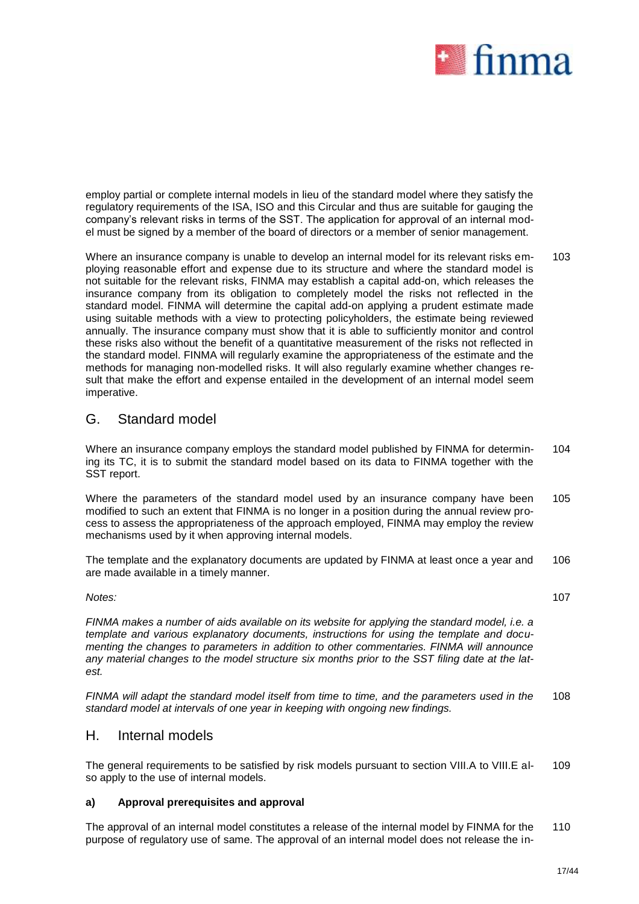employ partial or complete internal models in lieu of the standard model where they satisfy the regulatory requirements of the ISA, ISO and this Circular and thus are suitable for gauging the company's relevant risks in terms of the SST. The application for approval of an internal model must be signed by a member of the board of directors or a member of senior management.

Where an insurance company is unable to develop an internal model for its relevant risks employing reasonable effort and expense due to its structure and where the standard model is not suitable for the relevant risks, FINMA may establish a capital add-on, which releases the insurance company from its obligation to completely model the risks not reflected in the standard model. FINMA will determine the capital add-on applying a prudent estimate made using suitable methods with a view to protecting policyholders, the estimate being reviewed annually. The insurance company must show that it is able to sufficiently monitor and control these risks also without the benefit of a quantitative measurement of the risks not reflected in the standard model. FINMA will regularly examine the appropriateness of the estimate and the methods for managing non-modelled risks. It will also regularly examine whether changes result that make the effort and expense entailed in the development of an internal model seem imperative. 103

## G. Standard model

Where an insurance company employs the standard model published by FINMA for determining its TC, it is to submit the standard model based on its data to FINMA together with the SST report. 104

Where the parameters of the standard model used by an insurance company have been modified to such an extent that FINMA is no longer in a position during the annual review process to assess the appropriateness of the approach employed, FINMA may employ the review mechanisms used by it when approving internal models. 105

The template and the explanatory documents are updated by FINMA at least once a year and are made available in a timely manner. 106

*Notes:* 107

*FINMA makes a number of aids available on its website for applying the standard model, i.e. a template and various explanatory documents, instructions for using the template and documenting the changes to parameters in addition to other commentaries. FINMA will announce any material changes to the model structure six months prior to the SST filing date at the latest.*

*FINMA will adapt the standard model itself from time to time, and the parameters used in the standard model at intervals of one year in keeping with ongoing new findings.* 108

## H. Internal models

The general requirements to be satisfied by risk models pursuant to section VIII.A to VIII.E also apply to the use of internal models. 109

### a) Approval prerequisites and approval

The approval of an internal model constitutes a release of the internal model by FINMA for the purpose of regulatory use of same. The approval of an internal model does not release the in- 110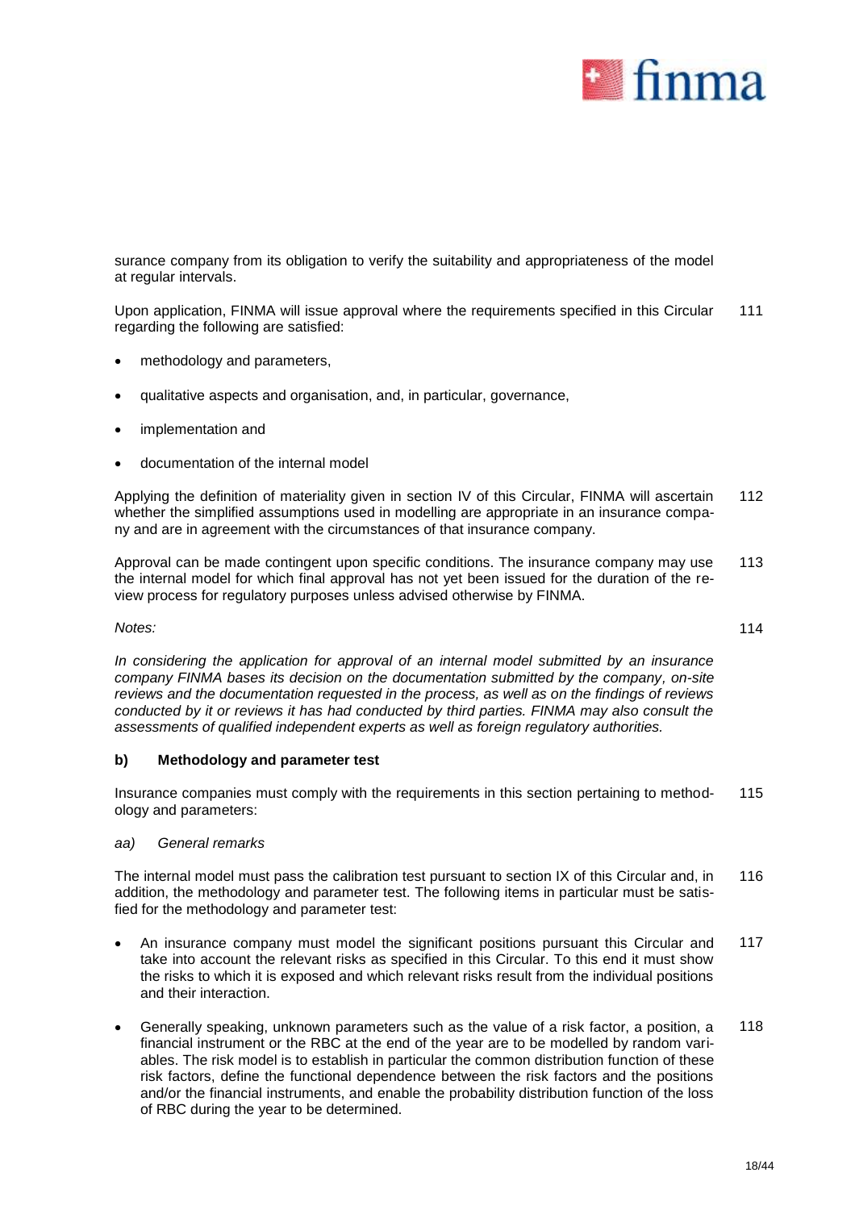surance company from its obligation to verify the suitability and appropriateness of the model at regular intervals.

Upon application, FINMA will issue approval where the requirements specified in this Circular regarding the following are satisfied: 111

- methodology and parameters,
- qualitative aspects and organisation, and, in particular, governance,
- implementation and
- documentation of the internal model

Applying the definition of materiality given in section IV of this Circular, FINMA will ascertain whether the simplified assumptions used in modelling are appropriate in an insurance company and are in agreement with the circumstances of that insurance company. 112

Approval can be made contingent upon specific conditions. The insurance company may use the internal model for which final approval has not yet been issued for the duration of the review process for regulatory purposes unless advised otherwise by FINMA. 113

*Notes:* 114

*In considering the application for approval of an internal model submitted by an insurance company FINMA bases its decision on the documentation submitted by the company, on-site reviews and the documentation requested in the process, as well as on the findings of reviews conducted by it or reviews it has had conducted by third parties. FINMA may also consult the assessments of qualified independent experts as well as foreign regulatory authorities.*

**b) Methodology and parameter test**

Insurance companies must comply with the requirements in this section pertaining to methodology and parameters: 115

*aa) General remarks*

The internal model must pass the calibration test pursuant to section IX of this Circular and, in addition, the methodology and parameter test. The following items in particular must be satisfied for the methodology and parameter test: 116

- An insurance company must model the significant positions pursuant this Circular and take into account the relevant risks as specified in this Circular. To this end it must show the risks to which it is exposed and which relevant risks result from the individual positions and their interaction. 117
- Generally speaking, unknown parameters such as the value of a risk factor, a position, a financial instrument or the RBC at the end of the year are to be modelled by random variables. The risk model is to establish in particular the common distribution function of these risk factors, define the functional dependence between the risk factors and the positions and/or the financial instruments, and enable the probability distribution function of the loss of RBC during the year to be determined. 118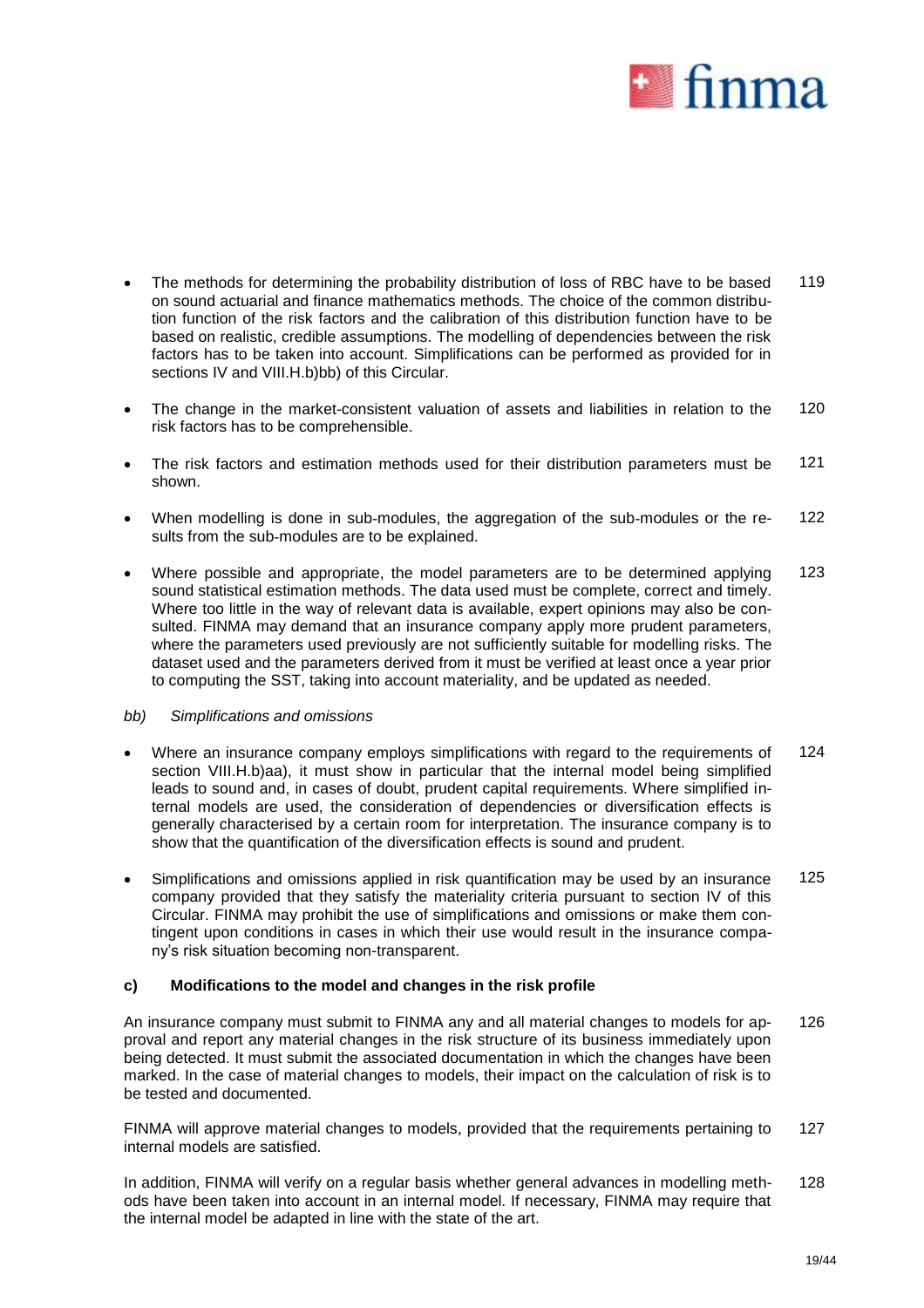- The methods for determining the probability distribution of loss of RBC have to be based on sound actuarial and finance mathematics methods. The choice of the common distribution function of the risk factors and the calibration of this distribution function have to be based on realistic, credible assumptions. The modelling of dependencies between the risk factors has to be taken into account. Simplifications can be performed as provided for in sections IV and VIII.H.b)bb) of this Circular. 119

- The change in the market-consistent valuation of assets and liabilities in relation to the risk factors has to be comprehensible. 120

- The risk factors and estimation methods used for their distribution parameters must be shown. 121

- When modelling is done in sub-modules, the aggregation of the sub-modules or the results from the sub-modules are to be explained. 122

- Where possible and appropriate, the model parameters are to be determined applying sound statistical estimation methods. The data used must be complete, correct and timely. Where too little in the way of relevant data is available, expert opinions may also be consulted. FINMA may demand that an insurance company apply more prudent parameters, where the parameters used previously are not sufficiently suitable for modelling risks. The dataset used and the parameters derived from it must be verified at least once a year prior to computing the SST, taking into account materiality, and be updated as needed. 123

*bb) Simplifications and omissions*

- Where an insurance company employs simplifications with regard to the requirements of section VIII.H.b)aa), it must show in particular that the internal model being simplified leads to sound and, in cases of doubt, prudent capital requirements. Where simplified internal models are used, the consideration of dependencies or diversification effects is generally characterised by a certain room for interpretation. The insurance company is to show that the quantification of the diversification effects is sound and prudent. 124

- Simplifications and omissions applied in risk quantification may be used by an insurance company provided that they satisfy the materiality criteria pursuant to section IV of this Circular. FINMA may prohibit the use of simplifications and omissions or make them contingent upon conditions in cases in which their use would result in the insurance company's risk situation becoming non-transparent. 125

#### c) Modifications to the model and changes in the risk profile

An insurance company must submit to FINMA any and all material changes to models for approval and report any material changes in the risk structure of its business immediately upon being detected. It must submit the associated documentation in which the changes have been marked. In the case of material changes to models, their impact on the calculation of risk is to be tested and documented. 126

FINMA will approve material changes to models, provided that the requirements pertaining to internal models are satisfied. 127

In addition, FINMA will verify on a regular basis whether general advances in modelling methods have been taken into account in an internal model. If necessary, FINMA may require that the internal model be adapted in line with the state of the art. 128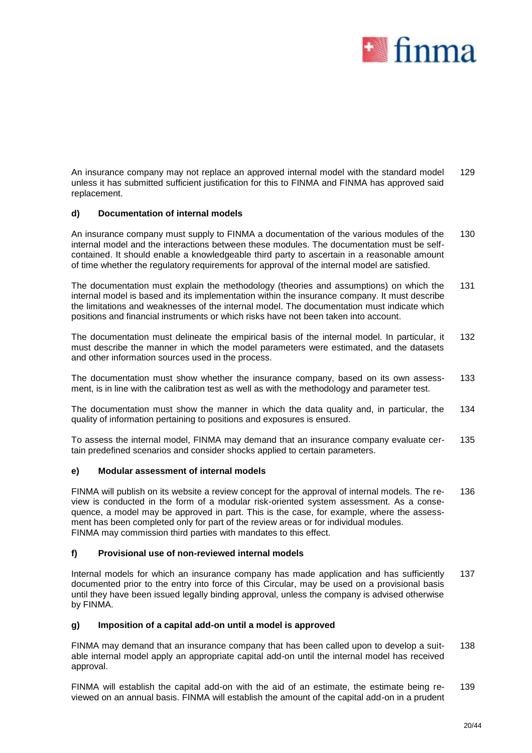An insurance company may not replace an approved internal model with the standard model unless it has submitted sufficient justification for this to FINMA and FINMA has approved said replacement. 129

#### d) Documentation of internal models

An insurance company must supply to FINMA a documentation of the various modules of the internal model and the interactions between these modules. The documentation must be self-contained. It should enable a knowledgeable third party to ascertain in a reasonable amount of time whether the regulatory requirements for approval of the internal model are satisfied. 130

The documentation must explain the methodology (theories and assumptions) on which the internal model is based and its implementation within the insurance company. It must describe the limitations and weaknesses of the internal model. The documentation must indicate which positions and financial instruments or which risks have not been taken into account. 131

The documentation must delineate the empirical basis of the internal model. In particular, it must describe the manner in which the model parameters were estimated, and the datasets and other information sources used in the process. 132

The documentation must show whether the insurance company, based on its own assessment, is in line with the calibration test as well as with the methodology and parameter test. 133

The documentation must show the manner in which the data quality and, in particular, the quality of information pertaining to positions and exposures is ensured. 134

To assess the internal model, FINMA may demand that an insurance company evaluate certain predefined scenarios and consider shocks applied to certain parameters. 135

#### e) Modular assessment of internal models

FINMA will publish on its website a review concept for the approval of internal models. The review is conducted in the form of a modular risk-oriented system assessment. As a consequence, a model may be approved in part. This is the case, for example, where the assessment has been completed only for part of the review areas or for individual modules. FINMA may commission third parties with mandates to this effect. 136

#### f) Provisional use of non-reviewed internal models

Internal models for which an insurance company has made application and has sufficiently documented prior to the entry into force of this Circular, may be used on a provisional basis until they have been issued legally binding approval, unless the company is advised otherwise by FINMA. 137

#### g) Imposition of a capital add-on until a model is approved

FINMA may demand that an insurance company that has been called upon to develop a suitable internal model apply an appropriate capital add-on until the internal model has received approval. 138

FINMA will establish the capital add-on with the aid of an estimate, the estimate being reviewed on an annual basis. FINMA will establish the amount of the capital add-on in a prudent 139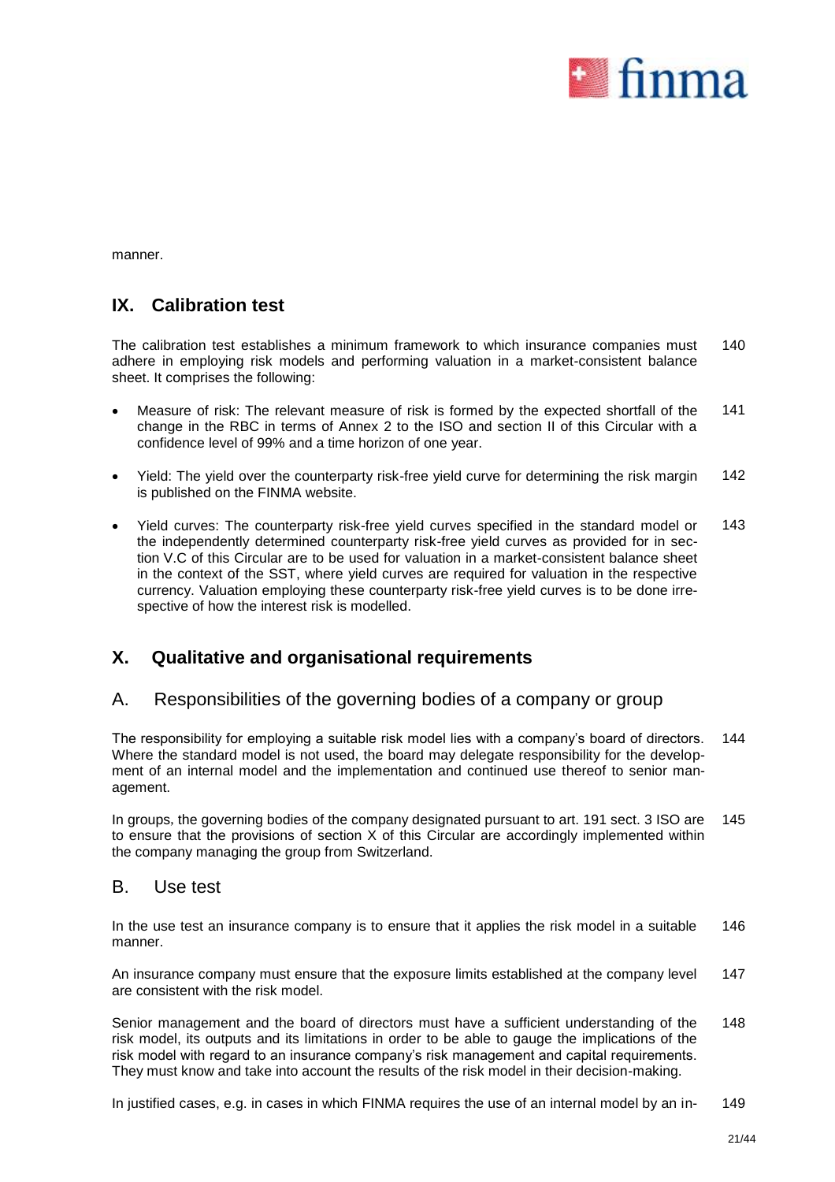manner.

## IX. Calibration test

The calibration test establishes a minimum framework to which insurance companies must adhere in employing risk models and performing valuation in a market-consistent balance sheet. It comprises the following: 140

- Measure of risk: The relevant measure of risk is formed by the expected shortfall of the change in the RBC in terms of Annex 2 to the ISO and section II of this Circular with a confidence level of 99% and a time horizon of one year. 141
- Yield: The yield over the counterparty risk-free yield curve for determining the risk margin is published on the FINMA website. 142
- Yield curves: The counterparty risk-free yield curves specified in the standard model or the independently determined counterparty risk-free yield curves as provided for in section V.C of this Circular are to be used for valuation in a market-consistent balance sheet in the context of the SST, where yield curves are required for valuation in the respective currency. Valuation employing these counterparty risk-free yield curves is to be done irrespective of how the interest risk is modelled. 143

## X. Qualitative and organisational requirements

### A. Responsibilities of the governing bodies of a company or group

The responsibility for employing a suitable risk model lies with a company's board of directors. Where the standard model is not used, the board may delegate responsibility for the development of an internal model and the implementation and continued use thereof to senior management. 144

In groups, the governing bodies of the company designated pursuant to art. 191 sect. 3 ISO are to ensure that the provisions of section X of this Circular are accordingly implemented within the company managing the group from Switzerland. 145

### B. Use test

In the use test an insurance company is to ensure that it applies the risk model in a suitable manner. 146

An insurance company must ensure that the exposure limits established at the company level are consistent with the risk model. 147

Senior management and the board of directors must have a sufficient understanding of the risk model, its outputs and its limitations in order to be able to gauge the implications of the risk model with regard to an insurance company's risk management and capital requirements. They must know and take into account the results of the risk model in their decision-making. 148

In justified cases, e.g. in cases in which FINMA requires the use of an internal model by an in- 149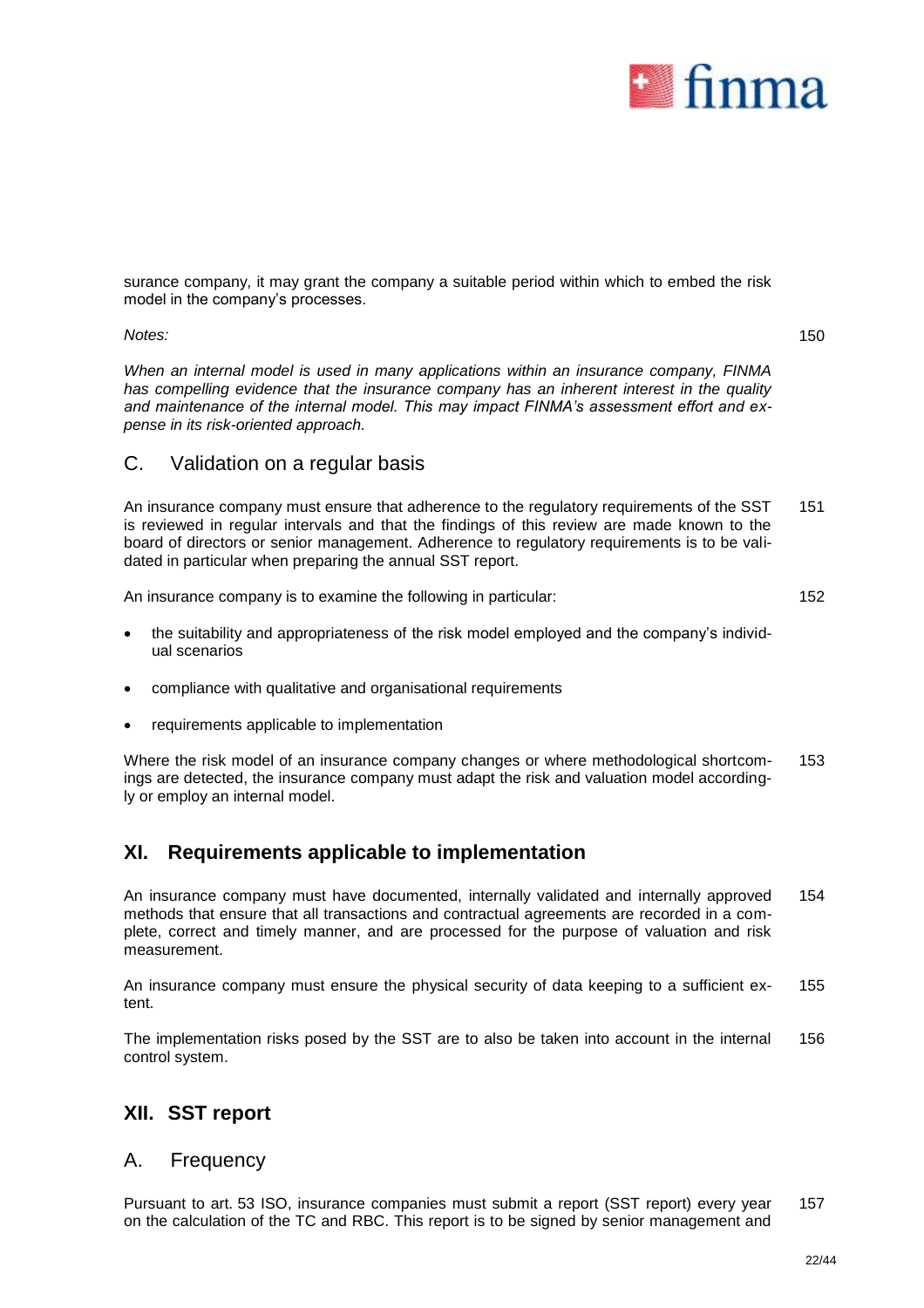surance company, it may grant the company a suitable period within which to embed the risk model in the company's processes.

*Notes:* 150

*When an internal model is used in many applications within an insurance company, FINMA has compelling evidence that the insurance company has an inherent interest in the quality and maintenance of the internal model. This may impact FINMA's assessment effort and expense in its risk-oriented approach.*

## C. Validation on a regular basis

An insurance company must ensure that adherence to the regulatory requirements of the SST is reviewed in regular intervals and that the findings of this review are made known to the board of directors or senior management. Adherence to regulatory requirements is to be validated in particular when preparing the annual SST report. 151

An insurance company is to examine the following in particular: 152

- the suitability and appropriateness of the risk model employed and the company's individual scenarios
- compliance with qualitative and organisational requirements
- requirements applicable to implementation

Where the risk model of an insurance company changes or where methodological shortcomings are detected, the insurance company must adapt the risk and valuation model accordingly or employ an internal model. 153

# XI. Requirements applicable to implementation

An insurance company must have documented, internally validated and internally approved methods that ensure that all transactions and contractual agreements are recorded in a complete, correct and timely manner, and are processed for the purpose of valuation and risk measurement. 154

An insurance company must ensure the physical security of data keeping to a sufficient extent. 155

The implementation risks posed by the SST are to also be taken into account in the internal control system. 156

# XII. SST report

## A. Frequency

Pursuant to art. 53 ISO, insurance companies must submit a report (SST report) every year on the calculation of the TC and RBC. This report is to be signed by senior management and 157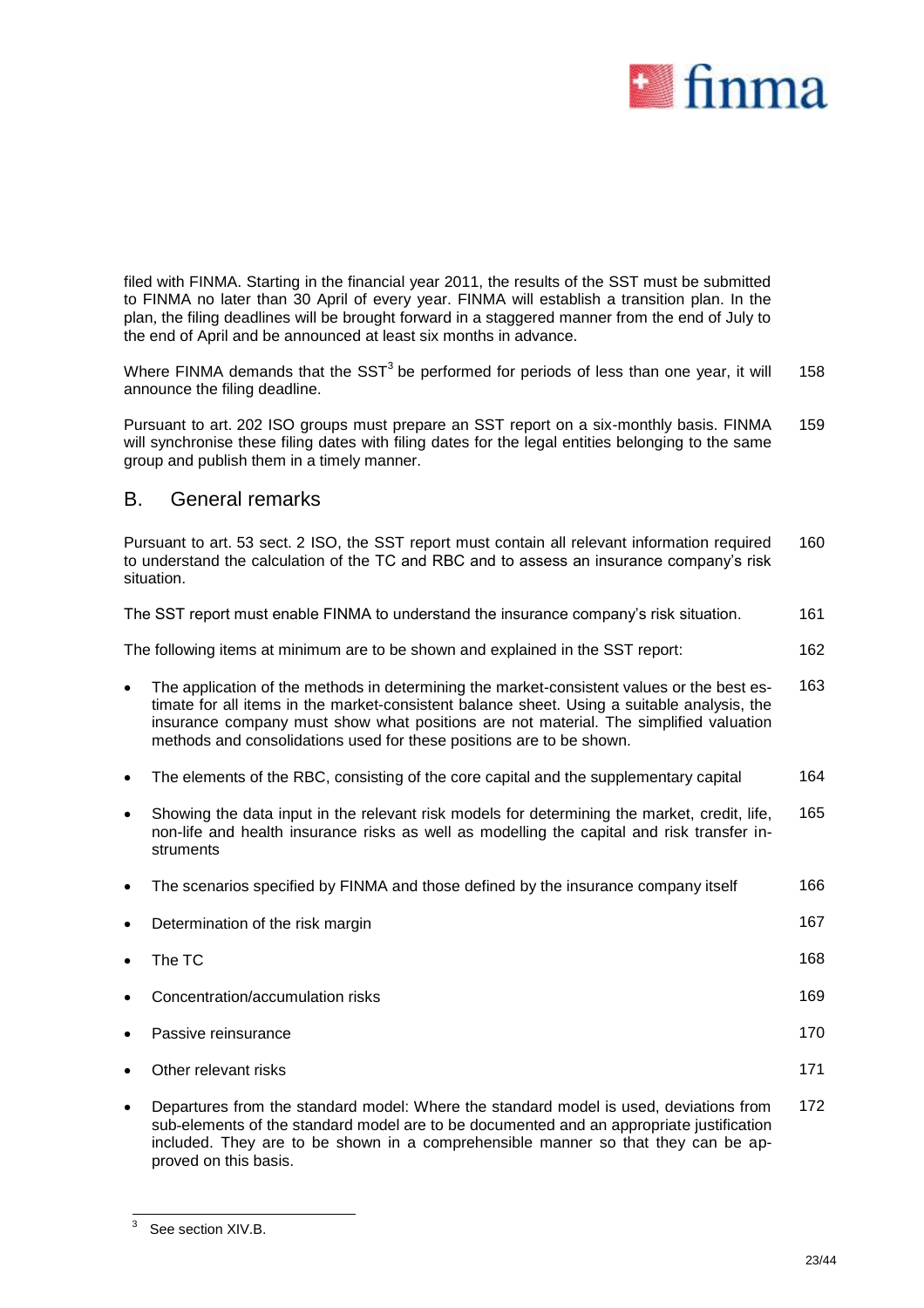filed with FINMA. Starting in the financial year 2011, the results of the SST must be submitted to FINMA no later than 30 April of every year. FINMA will establish a transition plan. In the plan, the filing deadlines will be brought forward in a staggered manner from the end of July to the end of April and be announced at least six months in advance.

Where FINMA demands that the SST[3] be performed for periods of less than one year, it will announce the filing deadline. 158

Pursuant to art. 202 ISO groups must prepare an SST report on a six-monthly basis. FINMA will synchronise these filing dates with filing dates for the legal entities belonging to the same group and publish them in a timely manner. 159

## B. General remarks

Pursuant to art. 53 sect. 2 ISO, the SST report must contain all relevant information required to understand the calculation of the TC and RBC and to assess an insurance company's risk situation. 160

The SST report must enable FINMA to understand the insurance company's risk situation. 161

The following items at minimum are to be shown and explained in the SST report: 162

- The application of the methods in determining the market-consistent values or the best estimate for all items in the market-consistent balance sheet. Using a suitable analysis, the insurance company must show what positions are not material. The simplified valuation methods and consolidations used for these positions are to be shown. 163
- The elements of the RBC, consisting of the core capital and the supplementary capital 164
- Showing the data input in the relevant risk models for determining the market, credit, life, non-life and health insurance risks as well as modelling the capital and risk transfer instruments 165
- The scenarios specified by FINMA and those defined by the insurance company itself 166
- Determination of the risk margin 167
- The TC 168
- Concentration/accumulation risks 169
- Passive reinsurance 170
- Other relevant risks 171
- Departures from the standard model: Where the standard model is used, deviations from sub-elements of the standard model are to be documented and an appropriate justification included. They are to be shown in a comprehensible manner so that they can be approved on this basis. 172

[3] See section XIV.B.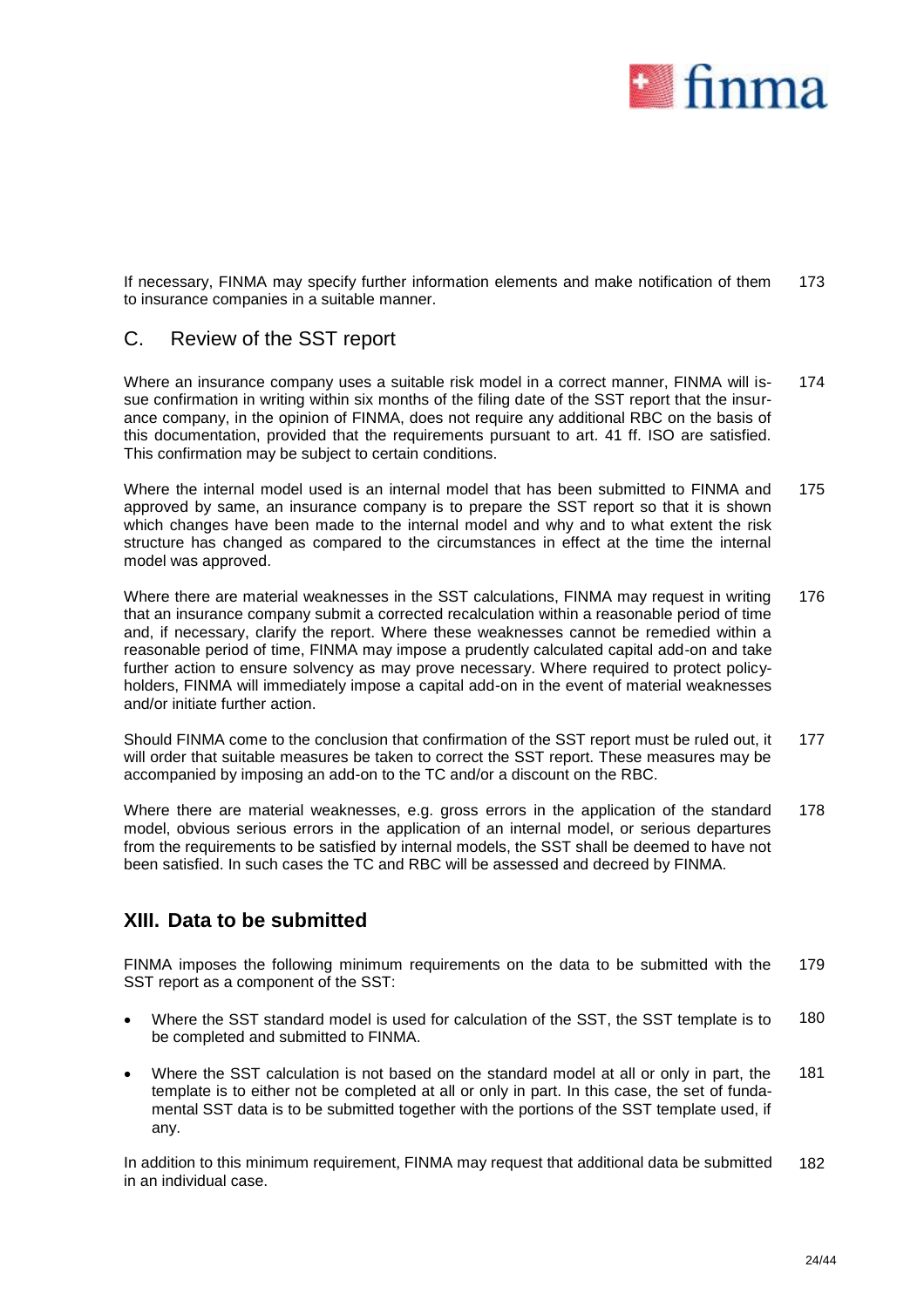If necessary, FINMA may specify further information elements and make notification of them to insurance companies in a suitable manner. 173

## C. Review of the SST report

Where an insurance company uses a suitable risk model in a correct manner, FINMA will issue confirmation in writing within six months of the filing date of the SST report that the insurance company, in the opinion of FINMA, does not require any additional RBC on the basis of this documentation, provided that the requirements pursuant to art. 41 ff. ISO are satisfied. This confirmation may be subject to certain conditions. 174

Where the internal model used is an internal model that has been submitted to FINMA and approved by same, an insurance company is to prepare the SST report so that it is shown which changes have been made to the internal model and why and to what extent the risk structure has changed as compared to the circumstances in effect at the time the internal model was approved. 175

Where there are material weaknesses in the SST calculations, FINMA may request in writing that an insurance company submit a corrected recalculation within a reasonable period of time and, if necessary, clarify the report. Where these weaknesses cannot be remedied within a reasonable period of time, FINMA may impose a prudently calculated capital add-on and take further action to ensure solvency as may prove necessary. Where required to protect policyholders, FINMA will immediately impose a capital add-on in the event of material weaknesses and/or initiate further action. 176

Should FINMA come to the conclusion that confirmation of the SST report must be ruled out, it will order that suitable measures be taken to correct the SST report. These measures may be accompanied by imposing an add-on to the TC and/or a discount on the RBC. 177

Where there are material weaknesses, e.g. gross errors in the application of the standard model, obvious serious errors in the application of an internal model, or serious departures from the requirements to be satisfied by internal models, the SST shall be deemed to have not been satisfied. In such cases the TC and RBC will be assessed and decreed by FINMA. 178

# XIII. Data to be submitted

FINMA imposes the following minimum requirements on the data to be submitted with the SST report as a component of the SST: 179

- Where the SST standard model is used for calculation of the SST, the SST template is to be completed and submitted to FINMA. 180
- Where the SST calculation is not based on the standard model at all or only in part, the template is to either not be completed at all or only in part. In this case, the set of fundamental SST data is to be submitted together with the portions of the SST template used, if any. 181

In addition to this minimum requirement, FINMA may request that additional data be submitted in an individual case. 182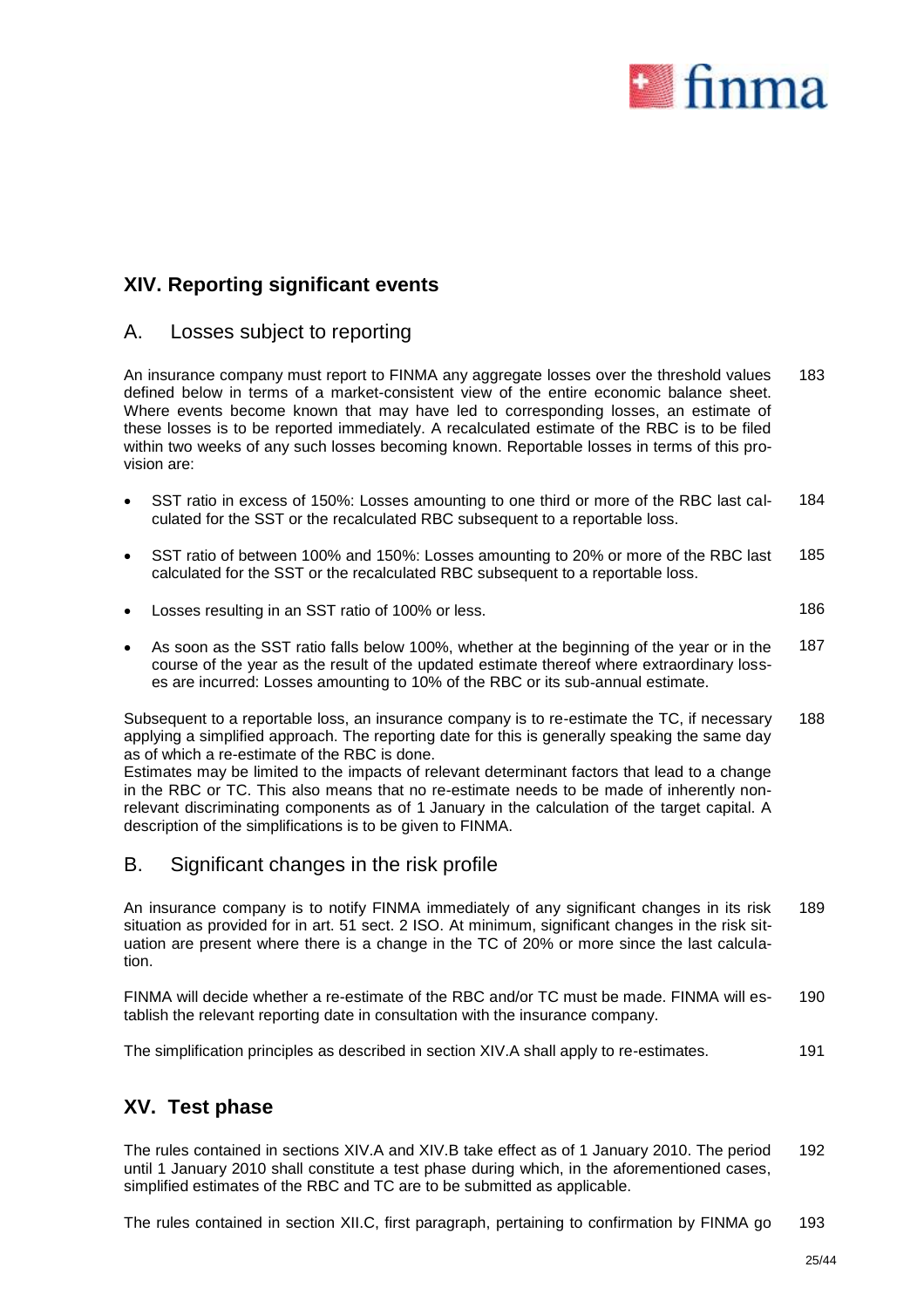## XIV. Reporting significant events

### A. Losses subject to reporting

An insurance company must report to FINMA any aggregate losses over the threshold values defined below in terms of a market-consistent view of the entire economic balance sheet. Where events become known that may have led to corresponding losses, an estimate of these losses is to be reported immediately. A recalculated estimate of the RBC is to be filed within two weeks of any such losses becoming known. Reportable losses in terms of this provision are: 183

- SST ratio in excess of 150%: Losses amounting to one third or more of the RBC last calculated for the SST or the recalculated RBC subsequent to a reportable loss. 184
- SST ratio of between 100% and 150%: Losses amounting to 20% or more of the RBC last calculated for the SST or the recalculated RBC subsequent to a reportable loss. 185
- Losses resulting in an SST ratio of 100% or less. 186
- As soon as the SST ratio falls below 100%, whether at the beginning of the year or in the course of the year as the result of the updated estimate thereof where extraordinary losses are incurred: Losses amounting to 10% of the RBC or its sub-annual estimate. 187

Subsequent to a reportable loss, an insurance company is to re-estimate the TC, if necessary applying a simplified approach. The reporting date for this is generally speaking the same day as of which a re-estimate of the RBC is done.
Estimates may be limited to the impacts of relevant determinant factors that lead to a change in the RBC or TC. This also means that no re-estimate needs to be made of inherently non-relevant discriminating components as of 1 January in the calculation of the target capital. A description of the simplifications is to be given to FINMA. 188

### B. Significant changes in the risk profile

An insurance company is to notify FINMA immediately of any significant changes in its risk situation as provided for in art. 51 sect. 2 ISO. At minimum, significant changes in the risk situation are present where there is a change in the TC of 20% or more since the last calculation. 189

FINMA will decide whether a re-estimate of the RBC and/or TC must be made. FINMA will establish the relevant reporting date in consultation with the insurance company. 190

The simplification principles as described in section XIV.A shall apply to re-estimates. 191

## XV. Test phase

The rules contained in sections XIV.A and XIV.B take effect as of 1 January 2010. The period until 1 January 2010 shall constitute a test phase during which, in the aforementioned cases, simplified estimates of the RBC and TC are to be submitted as applicable. 192

The rules contained in section XII.C, first paragraph, pertaining to confirmation by FINMA go 193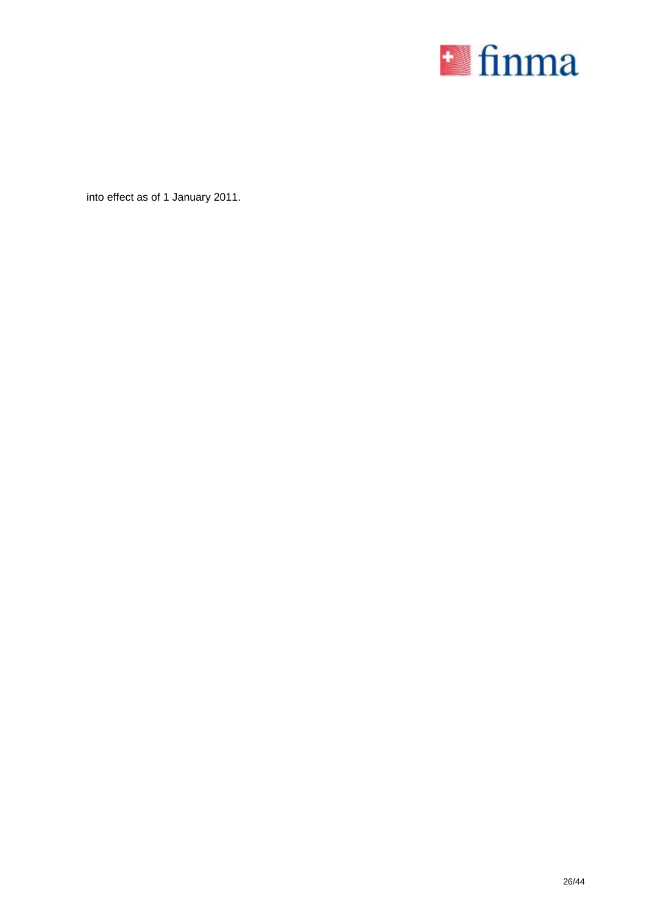into effect as of 1 January 2011.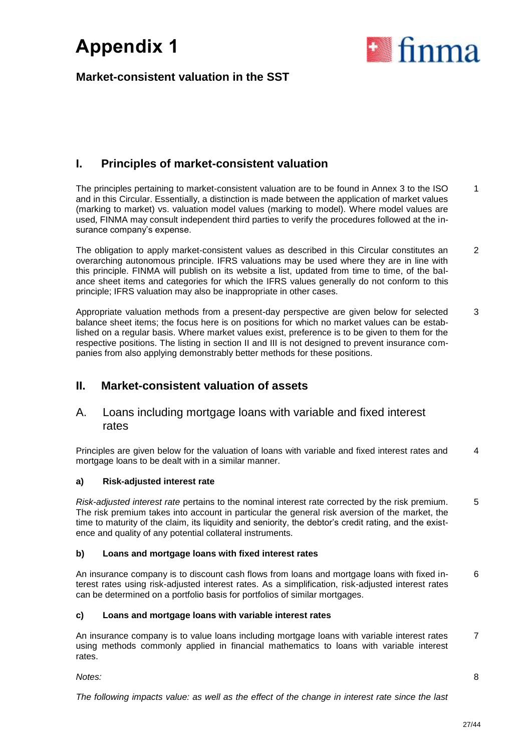# Appendix 1

## Market-consistent valuation in the SST

## I. Principles of market-consistent valuation

The principles pertaining to market-consistent valuation are to be found in Annex 3 to the ISO and in this Circular. Essentially, a distinction is made between the application of market values (marking to market) vs. valuation model values (marking to model). Where model values are used, FINMA may consult independent third parties to verify the procedures followed at the insurance company's expense. 1

The obligation to apply market-consistent values as described in this Circular constitutes an overarching autonomous principle. IFRS valuations may be used where they are in line with this principle. FINMA will publish on its website a list, updated from time to time, of the balance sheet items and categories for which the IFRS values generally do not conform to this principle; IFRS valuation may also be inappropriate in other cases. 2

Appropriate valuation methods from a present-day perspective are given below for selected balance sheet items; the focus here is on positions for which no market values can be established on a regular basis. Where market values exist, preference is to be given to them for the respective positions. The listing in section II and III is not designed to prevent insurance companies from also applying demonstrably better methods for these positions. 3

## II. Market-consistent valuation of assets

### A. Loans including mortgage loans with variable and fixed interest rates

Principles are given below for the valuation of loans with variable and fixed interest rates and mortgage loans to be dealt with in a similar manner. 4

#### a) Risk-adjusted interest rate

*Risk-adjusted interest rate* pertains to the nominal interest rate corrected by the risk premium. The risk premium takes into account in particular the general risk aversion of the market, the time to maturity of the claim, its liquidity and seniority, the debtor's credit rating, and the existence and quality of any potential collateral instruments. 5

#### b) Loans and mortgage loans with fixed interest rates

An insurance company is to discount cash flows from loans and mortgage loans with fixed interest rates using risk-adjusted interest rates. As a simplification, risk-adjusted interest rates can be determined on a portfolio basis for portfolios of similar mortgages. 6

#### c) Loans and mortgage loans with variable interest rates

An insurance company is to value loans including mortgage loans with variable interest rates using methods commonly applied in financial mathematics to loans with variable interest rates. 7

*Notes:* 8

*The following impacts value: as well as the effect of the change in interest rate since the last*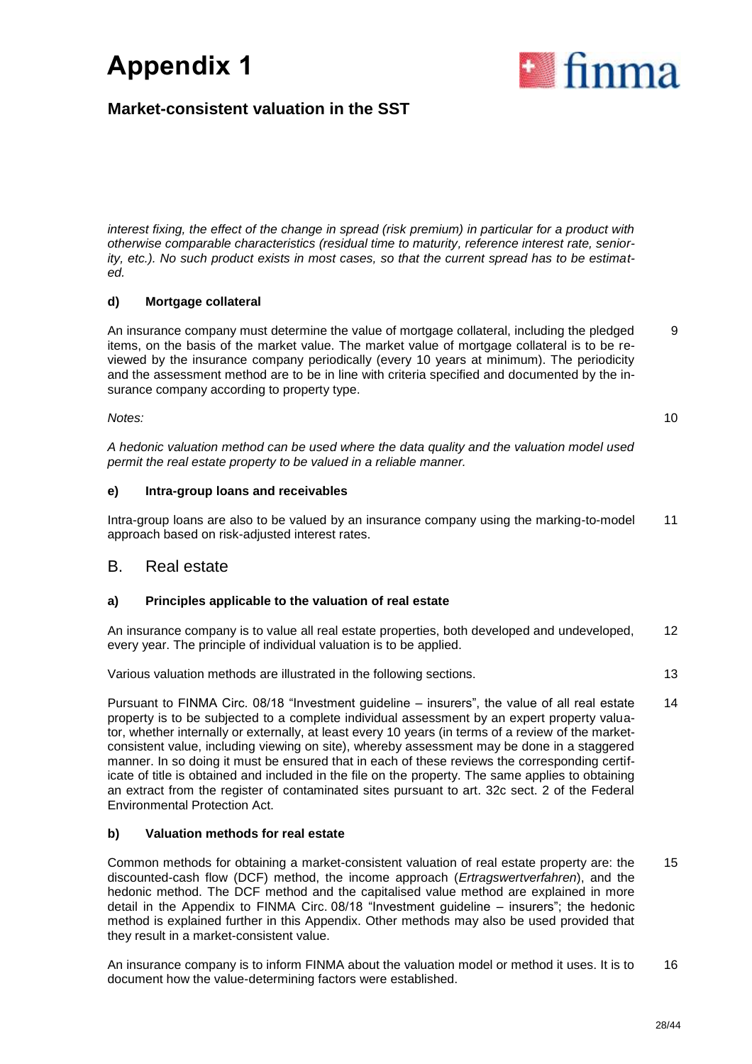*interest fixing, the effect of the change in spread (risk premium) in particular for a product with otherwise comparable characteristics (residual time to maturity, reference interest rate, seniority, etc.). No such product exists in most cases, so that the current spread has to be estimated.*

#### d) Mortgage collateral

An insurance company must determine the value of mortgage collateral, including the pledged items, on the basis of the market value. The market value of mortgage collateral is to be reviewed by the insurance company periodically (every 10 years at minimum). The periodicity and the assessment method are to be in line with criteria specified and documented by the insurance company according to property type. 9

*Notes:* 10

*A hedonic valuation method can be used where the data quality and the valuation model used permit the real estate property to be valued in a reliable manner.*

#### e) Intra-group loans and receivables

Intra-group loans are also to be valued by an insurance company using the marking-to-model approach based on risk-adjusted interest rates. 11

### B. Real estate

#### a) Principles applicable to the valuation of real estate

An insurance company is to value all real estate properties, both developed and undeveloped, every year. The principle of individual valuation is to be applied. 12

Various valuation methods are illustrated in the following sections. 13

Pursuant to FINMA Circ. 08/18 "Investment guideline – insurers", the value of all real estate property is to be subjected to a complete individual assessment by an expert property valuator, whether internally or externally, at least every 10 years (in terms of a review of the market-consistent value, including viewing on site), whereby assessment may be done in a staggered manner. In so doing it must be ensured that in each of these reviews the corresponding certificate of title is obtained and included in the file on the property. The same applies to obtaining an extract from the register of contaminated sites pursuant to art. 32c sect. 2 of the Federal Environmental Protection Act. 14

#### b) Valuation methods for real estate

Common methods for obtaining a market-consistent valuation of real estate property are: the discounted-cash flow (DCF) method, the income approach (*Ertragswertverfahren*), and the hedonic method. The DCF method and the capitalised value method are explained in more detail in the Appendix to FINMA Circ. 08/18 "Investment guideline – insurers"; the hedonic method is explained further in this Appendix. Other methods may also be used provided that they result in a market-consistent value. 15

An insurance company is to inform FINMA about the valuation model or method it uses. It is to document how the value-determining factors were established. 16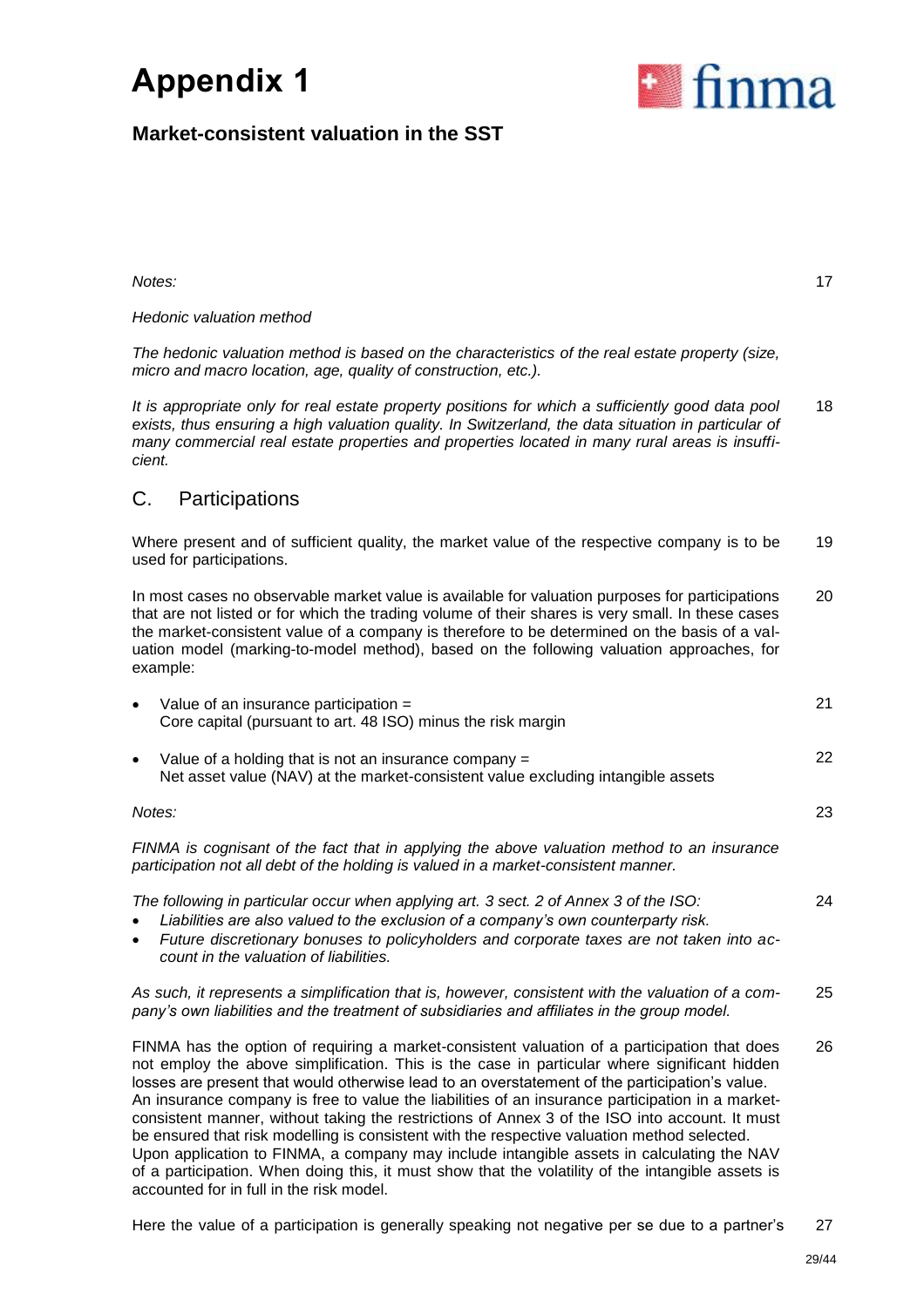# Appendix 1

## Market-consistent valuation in the SST

*Notes:* 17

*Hedonic valuation method*

*The hedonic valuation method is based on the characteristics of the real estate property (size, micro and macro location, age, quality of construction, etc.).*

*It is appropriate only for real estate property positions for which a sufficiently good data pool exists, thus ensuring a high valuation quality. In Switzerland, the data situation in particular of many commercial real estate properties and properties located in many rural areas is insufficient.* 18

## C. Participations

Where present and of sufficient quality, the market value of the respective company is to be used for participations. 19

In most cases no observable market value is available for valuation purposes for participations that are not listed or for which the trading volume of their shares is very small. In these cases the market-consistent value of a company is therefore to be determined on the basis of a valuation model (marking-to-model method), based on the following valuation approaches, for example: 20

- Value of an insurance participation = Core capital (pursuant to art. 48 ISO) minus the risk margin 21
- Value of a holding that is not an insurance company = Net asset value (NAV) at the market-consistent value excluding intangible assets 22

*Notes:* 23

*FINMA is cognisant of the fact that in applying the above valuation method to an insurance participation not all debt of the holding is valued in a market-consistent manner.*

*The following in particular occur when applying art. 3 sect. 2 of Annex 3 of the ISO:* 24

- *Liabilities are also valued to the exclusion of a company's own counterparty risk.*
- *Future discretionary bonuses to policyholders and corporate taxes are not taken into account in the valuation of liabilities.*

*As such, it represents a simplification that is, however, consistent with the valuation of a company's own liabilities and the treatment of subsidiaries and affiliates in the group model.* 25

FINMA has the option of requiring a market-consistent valuation of a participation that does not employ the above simplification. This is the case in particular where significant hidden losses are present that would otherwise lead to an overstatement of the participation's value. An insurance company is free to value the liabilities of an insurance participation in a market-consistent manner, without taking the restrictions of Annex 3 of the ISO into account. It must be ensured that risk modelling is consistent with the respective valuation method selected. Upon application to FINMA, a company may include intangible assets in calculating the NAV of a participation. When doing this, it must show that the volatility of the intangible assets is accounted for in full in the risk model. 26

Here the value of a participation is generally speaking not negative per se due to a partner's 27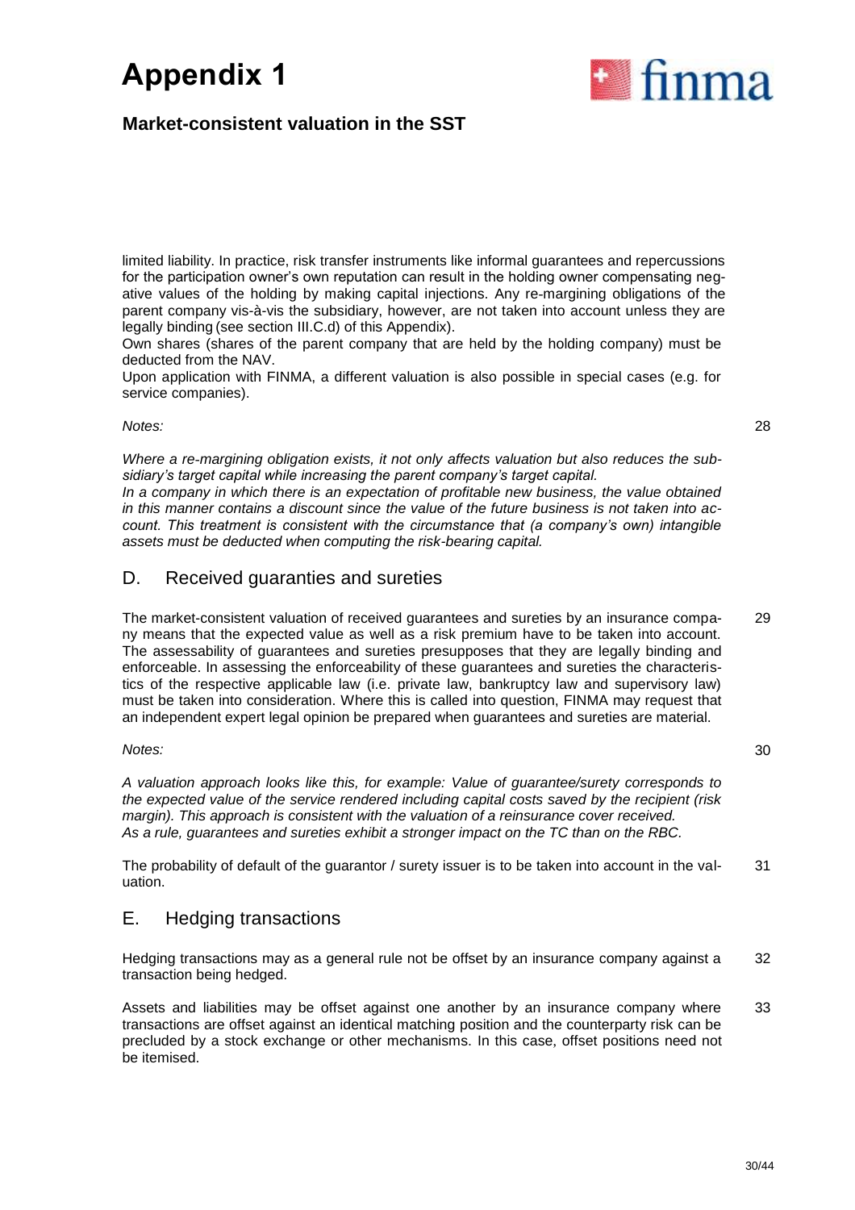limited liability. In practice, risk transfer instruments like informal guarantees and repercussions for the participation owner's own reputation can result in the holding owner compensating negative values of the holding by making capital injections. Any re-margining obligations of the parent company vis-à-vis the subsidiary, however, are not taken into account unless they are legally binding (see section III.C.d) of this Appendix).

Own shares (shares of the parent company that are held by the holding company) must be deducted from the NAV.

Upon application with FINMA, a different valuation is also possible in special cases (e.g. for service companies).

*Notes:* 28

*Where a re-margining obligation exists, it not only affects valuation but also reduces the subsidiary's target capital while increasing the parent company's target capital.*

*In a company in which there is an expectation of profitable new business, the value obtained in this manner contains a discount since the value of the future business is not taken into account. This treatment is consistent with the circumstance that (a company's own) intangible assets must be deducted when computing the risk-bearing capital.*

## D. Received guaranties and sureties

The market-consistent valuation of received guarantees and sureties by an insurance company means that the expected value as well as a risk premium have to be taken into account. The assessability of guarantees and sureties presupposes that they are legally binding and enforceable. In assessing the enforceability of these guarantees and sureties the characteristics of the respective applicable law (i.e. private law, bankruptcy law and supervisory law) must be taken into consideration. Where this is called into question, FINMA may request that an independent expert legal opinion be prepared when guarantees and sureties are material. 29

*Notes:* 30

*A valuation approach looks like this, for example: Value of guarantee/surety corresponds to the expected value of the service rendered including capital costs saved by the recipient (risk margin). This approach is consistent with the valuation of a reinsurance cover received.*

*As a rule, guarantees and sureties exhibit a stronger impact on the TC than on the RBC.*

The probability of default of the guarantor / surety issuer is to be taken into account in the valuation. 31

## E. Hedging transactions

Hedging transactions may as a general rule not be offset by an insurance company against a transaction being hedged. 32

Assets and liabilities may be offset against one another by an insurance company where transactions are offset against an identical matching position and the counterparty risk can be precluded by a stock exchange or other mechanisms. In this case, offset positions need not be itemised. 33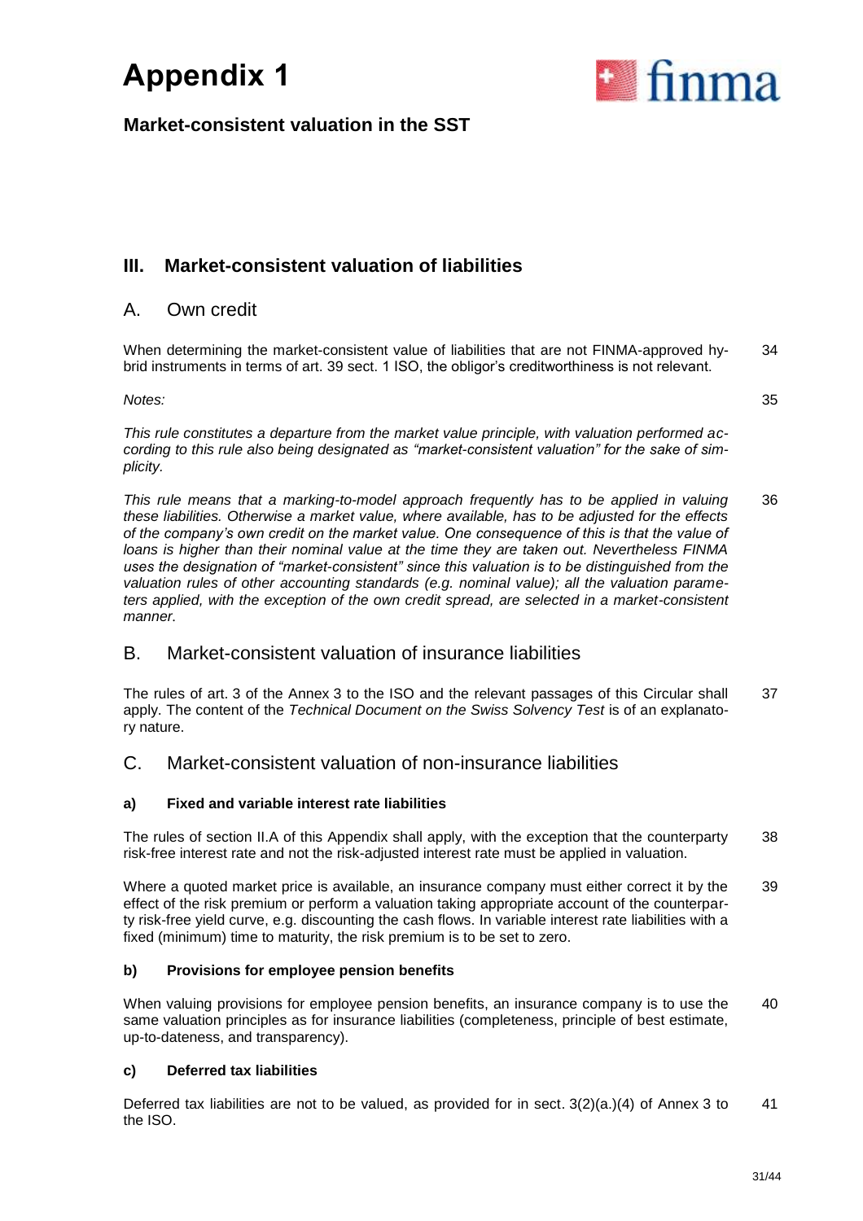# Appendix 1

## Market-consistent valuation in the SST

## III. Market-consistent valuation of liabilities

### A. Own credit

When determining the market-consistent value of liabilities that are not FINMA-approved hybrid instruments in terms of art. 39 sect. 1 ISO, the obligor's creditworthiness is not relevant. 34

*Notes:* 35

*This rule constitutes a departure from the market value principle, with valuation performed according to this rule also being designated as "market-consistent valuation" for the sake of simplicity.*

*This rule means that a marking-to-model approach frequently has to be applied in valuing these liabilities. Otherwise a market value, where available, has to be adjusted for the effects of the company's own credit on the market value. One consequence of this is that the value of loans is higher than their nominal value at the time they are taken out. Nevertheless FINMA uses the designation of "market-consistent" since this valuation is to be distinguished from the valuation rules of other accounting standards (e.g. nominal value); all the valuation parameters applied, with the exception of the own credit spread, are selected in a market-consistent manner.* 36

### B. Market-consistent valuation of insurance liabilities

The rules of art. 3 of the Annex 3 to the ISO and the relevant passages of this Circular shall apply. The content of the *Technical Document on the Swiss Solvency Test* is of an explanatory nature. 37

### C. Market-consistent valuation of non-insurance liabilities

#### a) Fixed and variable interest rate liabilities

The rules of section II.A of this Appendix shall apply, with the exception that the counterparty risk-free interest rate and not the risk-adjusted interest rate must be applied in valuation. 38

Where a quoted market price is available, an insurance company must either correct it by the effect of the risk premium or perform a valuation taking appropriate account of the counterparty risk-free yield curve, e.g. discounting the cash flows. In variable interest rate liabilities with a fixed (minimum) time to maturity, the risk premium is to be set to zero. 39

#### b) Provisions for employee pension benefits

When valuing provisions for employee pension benefits, an insurance company is to use the same valuation principles as for insurance liabilities (completeness, principle of best estimate, up-to-dateness, and transparency). 40

#### c) Deferred tax liabilities

Deferred tax liabilities are not to be valued, as provided for in sect. 3(2)(a.)(4) of Annex 3 to the ISO. 41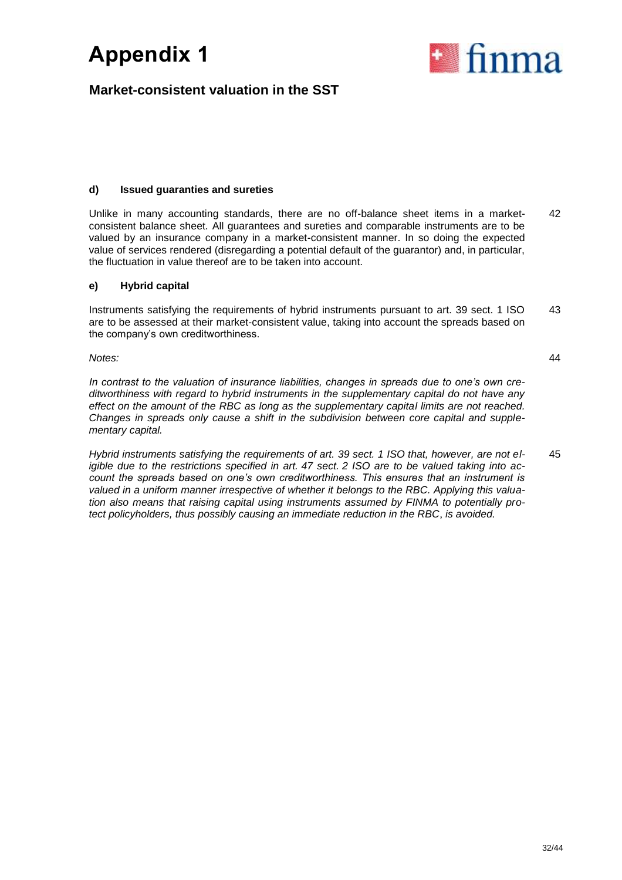#### d) Issued guarantees and sureties

Unlike in many accounting standards, there are no off-balance sheet items in a market-consistent balance sheet. All guarantees and sureties and comparable instruments are to be valued by an insurance company in a market-consistent manner. In so doing the expected value of services rendered (disregarding a potential default of the guarantor) and, in particular, the fluctuation in value thereof are to be taken into account. 42

#### e) Hybrid capital

Instruments satisfying the requirements of hybrid instruments pursuant to art. 39 sect. 1 ISO are to be assessed at their market-consistent value, taking into account the spreads based on the company's own creditworthiness. 43

*Notes:* 44

*In contrast to the valuation of insurance liabilities, changes in spreads due to one's own creditworthiness with regard to hybrid instruments in the supplementary capital do not have any effect on the amount of the RBC as long as the supplementary capital limits are not reached. Changes in spreads only cause a shift in the subdivision between core capital and supplementary capital.*

*Hybrid instruments satisfying the requirements of art. 39 sect. 1 ISO that, however, are not eligible due to the restrictions specified in art. 47 sect. 2 ISO are to be valued taking into account the spreads based on one's own creditworthiness. This ensures that an instrument is valued in a uniform manner irrespective of whether it belongs to the RBC. Applying this valuation also means that raising capital using instruments assumed by FINMA to potentially protect policyholders, thus possibly causing an immediate reduction in the RBC, is avoided.* 45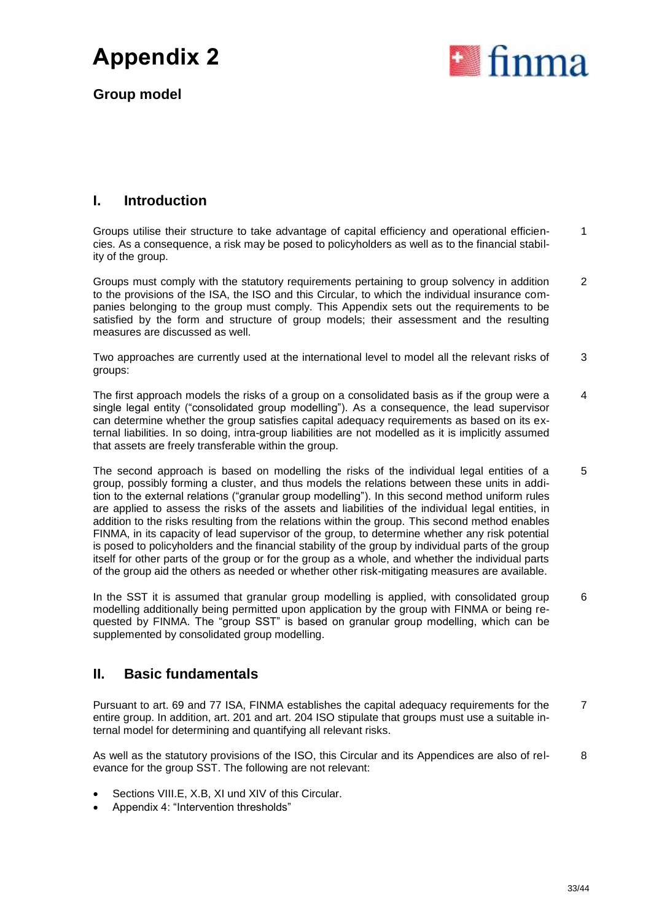# Appendix 2

## Group model

## I. Introduction

Groups utilise their structure to take advantage of capital efficiency and operational efficiencies. As a consequence, a risk may be posed to policyholders as well as to the financial stability of the group. 1

Groups must comply with the statutory requirements pertaining to group solvency in addition to the provisions of the ISA, the ISO and this Circular, to which the individual insurance companies belonging to the group must comply. This Appendix sets out the requirements to be satisfied by the form and structure of group models; their assessment and the resulting measures are discussed as well. 2

Two approaches are currently used at the international level to model all the relevant risks of groups: 3

The first approach models the risks of a group on a consolidated basis as if the group were a single legal entity ("consolidated group modelling"). As a consequence, the lead supervisor can determine whether the group satisfies capital adequacy requirements as based on its external liabilities. In so doing, intra-group liabilities are not modelled as it is implicitly assumed that assets are freely transferable within the group. 4

The second approach is based on modelling the risks of the individual legal entities of a group, possibly forming a cluster, and thus models the relations between these units in addition to the external relations ("granular group modelling"). In this second method uniform rules are applied to assess the risks of the assets and liabilities of the individual legal entities, in addition to the risks resulting from the relations within the group. This second method enables FINMA, in its capacity of lead supervisor of the group, to determine whether any risk potential is posed to policyholders and the financial stability of the group by individual parts of the group itself for other parts of the group or for the group as a whole, and whether the individual parts of the group aid the others as needed or whether other risk-mitigating measures are available. 5

In the SST it is assumed that granular group modelling is applied, with consolidated group modelling additionally being permitted upon application by the group with FINMA or being requested by FINMA. The "group SST" is based on granular group modelling, which can be supplemented by consolidated group modelling. 6

## II. Basic fundamentals

Pursuant to art. 69 and 77 ISA, FINMA establishes the capital adequacy requirements for the entire group. In addition, art. 201 and art. 204 ISO stipulate that groups must use a suitable internal model for determining and quantifying all relevant risks. 7

As well as the statutory provisions of the ISO, this Circular and its Appendices are also of relevance for the group SST. The following are not relevant: 8

- Sections VIII.E, X.B, XI und XIV of this Circular.
- Appendix 4: "Intervention thresholds"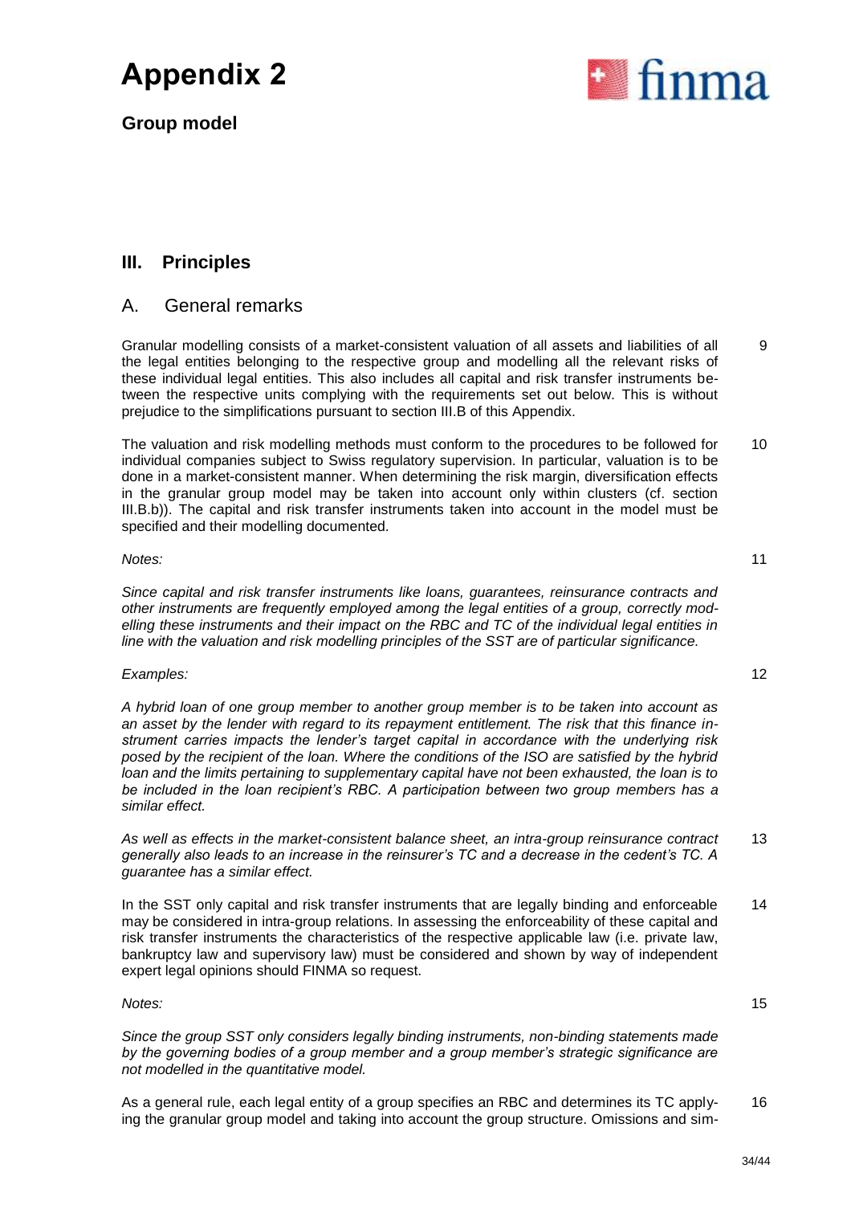# Appendix 2

## Group model

## III. Principles

### A. General remarks

Granular modelling consists of a market-consistent valuation of all assets and liabilities of all the legal entities belonging to the respective group and modelling all the relevant risks of these individual legal entities. This also includes all capital and risk transfer instruments between the respective units complying with the requirements set out below. This is without prejudice to the simplifications pursuant to section III.B of this Appendix. 9

The valuation and risk modelling methods must conform to the procedures to be followed for individual companies subject to Swiss regulatory supervision. In particular, valuation is to be done in a market-consistent manner. When determining the risk margin, diversification effects in the granular group model may be taken into account only within clusters (cf. section III.B.b)). The capital and risk transfer instruments taken into account in the model must be specified and their modelling documented. 10

*Notes:* 11

*Since capital and risk transfer instruments like loans, guarantees, reinsurance contracts and other instruments are frequently employed among the legal entities of a group, correctly modelling these instruments and their impact on the RBC and TC of the individual legal entities in line with the valuation and risk modelling principles of the SST are of particular significance.*

*Examples:* 12

*A hybrid loan of one group member to another group member is to be taken into account as an asset by the lender with regard to its repayment entitlement. The risk that this finance instrument carries impacts the lender's target capital in accordance with the underlying risk posed by the recipient of the loan. Where the conditions of the ISO are satisfied by the hybrid loan and the limits pertaining to supplementary capital have not been exhausted, the loan is to be included in the loan recipient's RBC. A participation between two group members has a similar effect.*

*As well as effects in the market-consistent balance sheet, an intra-group reinsurance contract generally also leads to an increase in the reinsurer's TC and a decrease in the cedent's TC. A guarantee has a similar effect.* 13

In the SST only capital and risk transfer instruments that are legally binding and enforceable may be considered in intra-group relations. In assessing the enforceability of these capital and risk transfer instruments the characteristics of the respective applicable law (i.e. private law, bankruptcy law and supervisory law) must be considered and shown by way of independent expert legal opinions should FINMA so request. 14

*Notes:* 15

*Since the group SST only considers legally binding instruments, non-binding statements made by the governing bodies of a group member and a group member's strategic significance are not modelled in the quantitative model.*

As a general rule, each legal entity of a group specifies an RBC and determines its TC applying the granular group model and taking into account the group structure. Omissions and sim- 16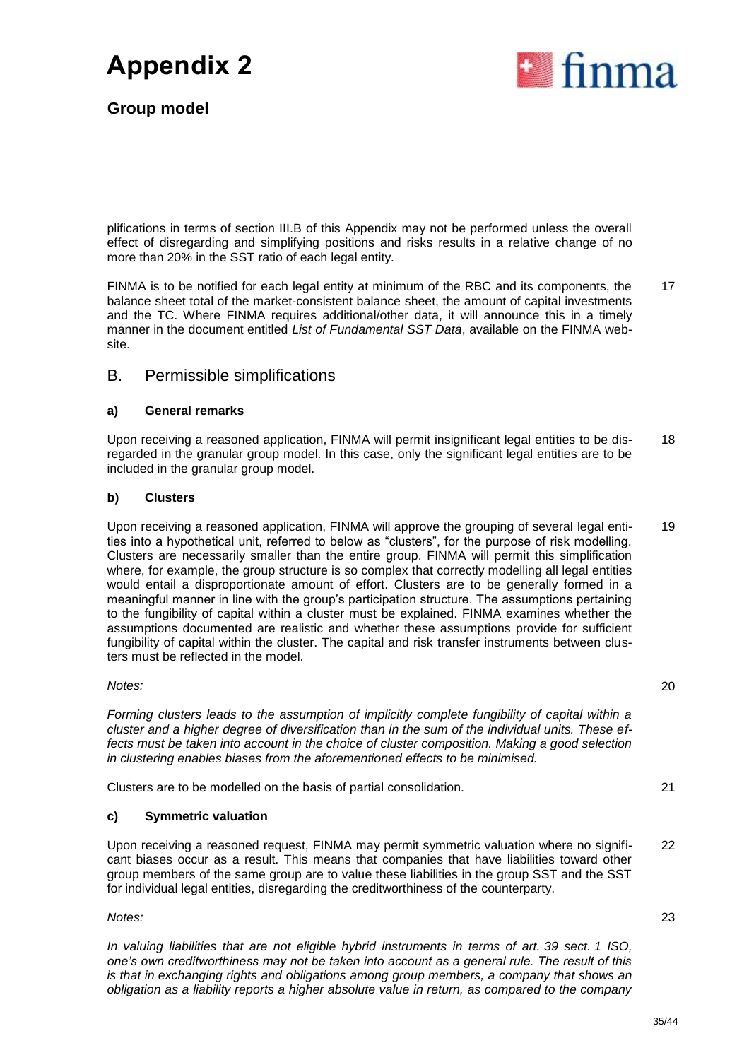plifications in terms of section III.B of this Appendix may not be performed unless the overall effect of disregarding and simplifying positions and risks results in a relative change of no more than 20% in the SST ratio of each legal entity.

FINMA is to be notified for each legal entity at minimum of the RBC and its components, the balance sheet total of the market-consistent balance sheet, the amount of capital investments and the TC. Where FINMA requires additional/other data, it will announce this in a timely manner in the document entitled *List of Fundamental SST Data*, available on the FINMA website. 17

## B. Permissible simplifications

### a) General remarks

Upon receiving a reasoned application, FINMA will permit insignificant legal entities to be disregarded in the granular group model. In this case, only the significant legal entities are to be included in the granular group model. 18

### b) Clusters

Upon receiving a reasoned application, FINMA will approve the grouping of several legal entities into a hypothetical unit, referred to below as "clusters", for the purpose of risk modelling. Clusters are necessarily smaller than the entire group. FINMA will permit this simplification where, for example, the group structure is so complex that correctly modelling all legal entities would entail a disproportionate amount of effort. Clusters are to be generally formed in a meaningful manner in line with the group's participation structure. The assumptions pertaining to the fungibility of capital within a cluster must be explained. FINMA examines whether the assumptions documented are realistic and whether these assumptions provide for sufficient fungibility of capital within the cluster. The capital and risk transfer instruments between clusters must be reflected in the model. 19

*Notes:* 20

*Forming clusters leads to the assumption of implicitly complete fungibility of capital within a cluster and a higher degree of diversification than in the sum of the individual units. These effects must be taken into account in the choice of cluster composition. Making a good selection in clustering enables biases from the aforementioned effects to be minimised.*

Clusters are to be modelled on the basis of partial consolidation. 21

### c) Symmetric valuation

Upon receiving a reasoned request, FINMA may permit symmetric valuation where no significant biases occur as a result. This means that companies that have liabilities toward other group members of the same group are to value these liabilities in the group SST and the SST for individual legal entities, disregarding the creditworthiness of the counterparty. 22

*Notes:* 23

*In valuing liabilities that are not eligible hybrid instruments in terms of art. 39 sect. 1 ISO, one's own creditworthiness may not be taken into account as a general rule. The result of this is that in exchanging rights and obligations among group members, a company that shows an obligation as a liability reports a higher absolute value in return, as compared to the company*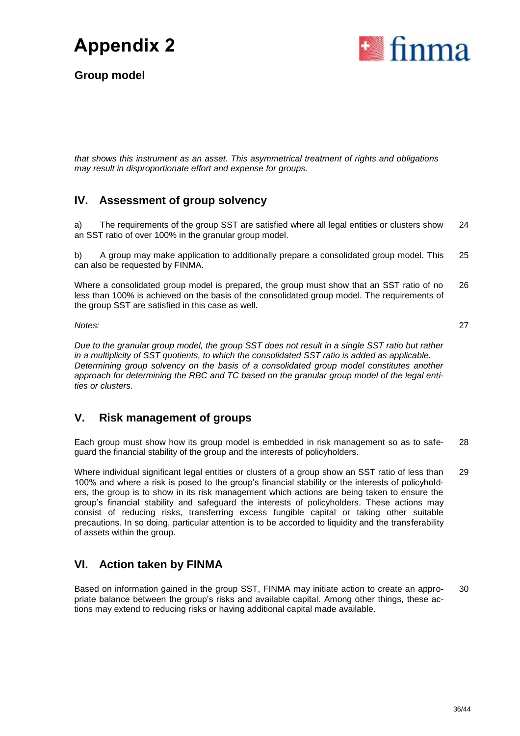*that shows this instrument as an asset. This asymmetrical treatment of rights and obligations may result in disproportionate effort and expense for groups.*

## IV. Assessment of group solvency

a) The requirements of the group SST are satisfied where all legal entities or clusters show an SST ratio of over 100% in the granular group model. 24

b) A group may make application to additionally prepare a consolidated group model. This can also be requested by FINMA. 25

Where a consolidated group model is prepared, the group must show that an SST ratio of no less than 100% is achieved on the basis of the consolidated group model. The requirements of the group SST are satisfied in this case as well. 26

*Notes:* 27

*Due to the granular group model, the group SST does not result in a single SST ratio but rather in a multiplicity of SST quotients, to which the consolidated SST ratio is added as applicable. Determining group solvency on the basis of a consolidated group model constitutes another approach for determining the RBC and TC based on the granular group model of the legal entities or clusters.*

## V. Risk management of groups

Each group must show how its group model is embedded in risk management so as to safeguard the financial stability of the group and the interests of policyholders. 28

Where individual significant legal entities or clusters of a group show an SST ratio of less than 100% and where a risk is posed to the group's financial stability or the interests of policyholders, the group is to show in its risk management which actions are being taken to ensure the group's financial stability and safeguard the interests of policyholders. These actions may consist of reducing risks, transferring excess fungible capital or taking other suitable precautions. In so doing, particular attention is to be accorded to liquidity and the transferability of assets within the group. 29

## VI. Action taken by FINMA

Based on information gained in the group SST, FINMA may initiate action to create an appropriate balance between the group's risks and available capital. Among other things, these actions may extend to reducing risks or having additional capital made available. 30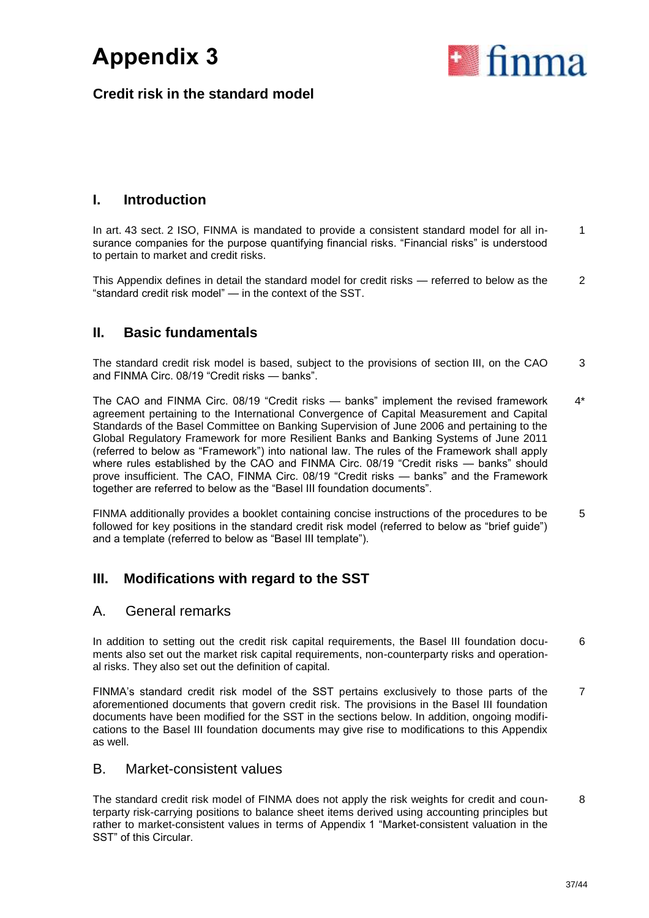# Appendix 3

## Credit risk in the standard model

## I. Introduction

In art. 43 sect. 2 ISO, FINMA is mandated to provide a consistent standard model for all insurance companies for the purpose quantifying financial risks. "Financial risks" is understood to pertain to market and credit risks. 1

This Appendix defines in detail the standard model for credit risks — referred to below as the "standard credit risk model" — in the context of the SST. 2

## II. Basic fundamentals

The standard credit risk model is based, subject to the provisions of section III, on the CAO and FINMA Circ. 08/19 "Credit risks — banks". 3

The CAO and FINMA Circ. 08/19 "Credit risks — banks" implement the revised framework agreement pertaining to the International Convergence of Capital Measurement and Capital Standards of the Basel Committee on Banking Supervision of June 2006 and pertaining to the Global Regulatory Framework for more Resilient Banks and Banking Systems of June 2011 (referred to below as "Framework") into national law. The rules of the Framework shall apply where rules established by the CAO and FINMA Circ. 08/19 "Credit risks — banks" should prove insufficient. The CAO, FINMA Circ. 08/19 "Credit risks — banks" and the Framework together are referred to below as the "Basel III foundation documents". 4*

FINMA additionally provides a booklet containing concise instructions of the procedures to be followed for key positions in the standard credit risk model (referred to below as "brief guide") and a template (referred to below as "Basel III template"). 5

## III. Modifications with regard to the SST

### A. General remarks

In addition to setting out the credit risk capital requirements, the Basel III foundation documents also set out the market risk capital requirements, non-counterparty risks and operational risks. They also set out the definition of capital. 6

FINMA's standard credit risk model of the SST pertains exclusively to those parts of the aforementioned documents that govern credit risk. The provisions in the Basel III foundation documents have been modified for the SST in the sections below. In addition, ongoing modifications to the Basel III foundation documents may give rise to modifications to this Appendix as well. 7

### B. Market-consistent values

The standard credit risk model of FINMA does not apply the risk weights for credit and counterparty risk-carrying positions to balance sheet items derived using accounting principles but rather to market-consistent values in terms of Appendix 1 "Market-consistent valuation in the SST" of this Circular. 8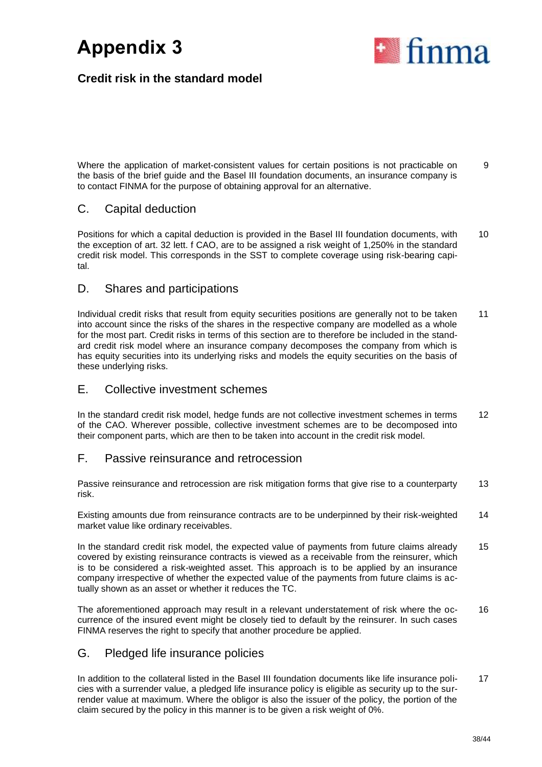# Appendix 3

## Credit risk in the standard model

Where the application of market-consistent values for certain positions is not practicable on the basis of the brief guide and the Basel III foundation documents, an insurance company is to contact FINMA for the purpose of obtaining approval for an alternative. 9

## C. Capital deduction

Positions for which a capital deduction is provided in the Basel III foundation documents, with the exception of art. 32 lett. f CAO, are to be assigned a risk weight of 1,250% in the standard credit risk model. This corresponds in the SST to complete coverage using risk-bearing capital. 10

## D. Shares and participations

Individual credit risks that result from equity securities positions are generally not to be taken into account since the risks of the shares in the respective company are modelled as a whole for the most part. Credit risks in terms of this section are to therefore be included in the standard credit risk model where an insurance company decomposes the company from which is has equity securities into its underlying risks and models the equity securities on the basis of these underlying risks. 11

## E. Collective investment schemes

In the standard credit risk model, hedge funds are not collective investment schemes in terms of the CAO. Wherever possible, collective investment schemes are to be decomposed into their component parts, which are then to be taken into account in the credit risk model. 12

## F. Passive reinsurance and retrocession

Passive reinsurance and retrocession are risk mitigation forms that give rise to a counterparty risk. 13

Existing amounts due from reinsurance contracts are to be underpinned by their risk-weighted market value like ordinary receivables. 14

In the standard credit risk model, the expected value of payments from future claims already covered by existing reinsurance contracts is viewed as a receivable from the reinsurer, which is to be considered a risk-weighted asset. This approach is to be applied by an insurance company irrespective of whether the expected value of the payments from future claims is actually shown as an asset or whether it reduces the TC. 15

The aforementioned approach may result in a relevant understatement of risk where the occurrence of the insured event might be closely tied to default by the reinsurer. In such cases FINMA reserves the right to specify that another procedure be applied. 16

## G. Pledged life insurance policies

In addition to the collateral listed in the Basel III foundation documents like life insurance policies with a surrender value, a pledged life insurance policy is eligible as security up to the surrender value at maximum. Where the obligor is also the issuer of the policy, the portion of the claim secured by the policy in this manner is to be given a risk weight of 0%. 17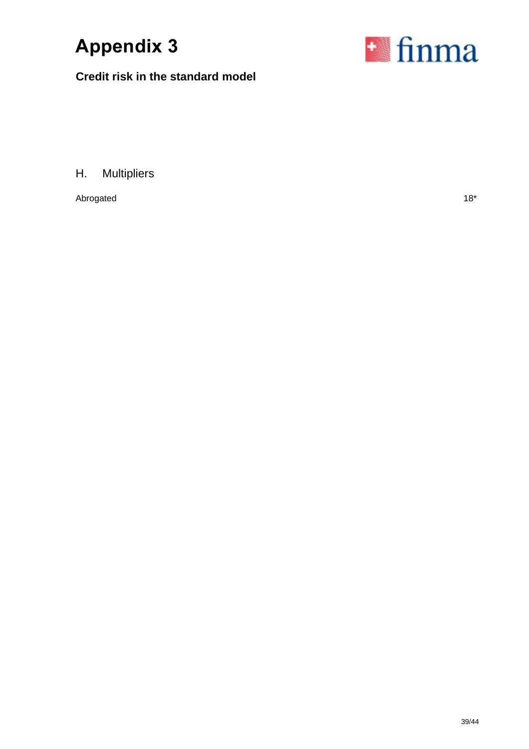# Appendix 3

**Credit risk in the standard model**

## H. Multipliers

Abrogated 18*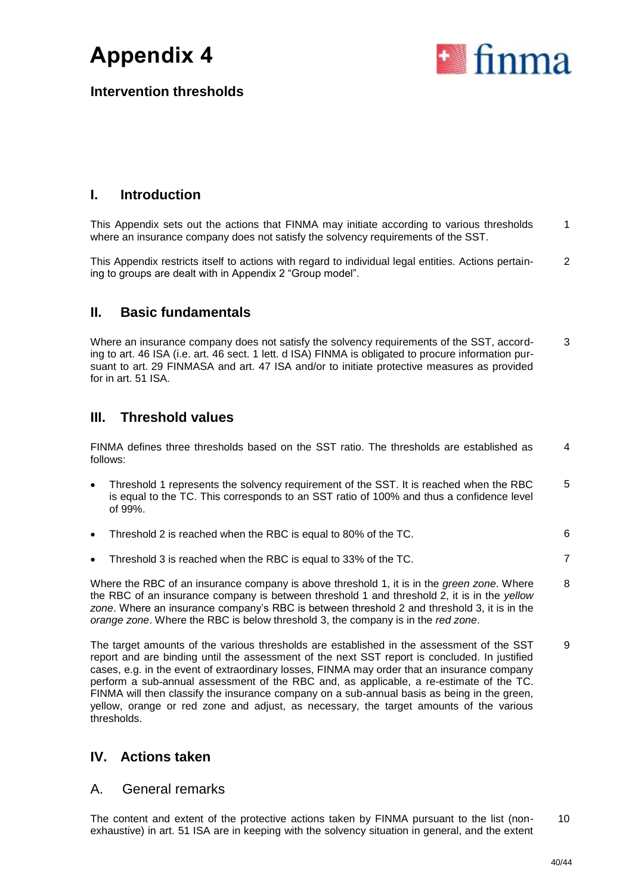# Appendix 4

## Intervention thresholds

## I. Introduction

This Appendix sets out the actions that FINMA may initiate according to various thresholds where an insurance company does not satisfy the solvency requirements of the SST. 1

This Appendix restricts itself to actions with regard to individual legal entities. Actions pertaining to groups are dealt with in Appendix 2 "Group model". 2

## II. Basic fundamentals

Where an insurance company does not satisfy the solvency requirements of the SST, according to art. 46 ISA (i.e. art. 46 sect. 1 lett. d ISA) FINMA is obligated to procure information pursuant to art. 29 FINMASA and art. 47 ISA and/or to initiate protective measures as provided for in art. 51 ISA. 3

## III. Threshold values

FINMA defines three thresholds based on the SST ratio. The thresholds are established as follows: 4

- Threshold 1 represents the solvency requirement of the SST. It is reached when the RBC is equal to the TC. This corresponds to an SST ratio of 100% and thus a confidence level of 99%. 5
- Threshold 2 is reached when the RBC is equal to 80% of the TC. 6
- Threshold 3 is reached when the RBC is equal to 33% of the TC. 7

Where the RBC of an insurance company is above threshold 1, it is in the *green zone*. Where the RBC of an insurance company is between threshold 1 and threshold 2, it is in the *yellow zone*. Where an insurance company's RBC is between threshold 2 and threshold 3, it is in the *orange zone*. Where the RBC is below threshold 3, the company is in the *red zone*. 8

The target amounts of the various thresholds are established in the assessment of the SST report and are binding until the assessment of the next SST report is concluded. In justified cases, e.g. in the event of extraordinary losses, FINMA may order that an insurance company perform a sub-annual assessment of the RBC and, as applicable, a re-estimate of the TC. FINMA will then classify the insurance company on a sub-annual basis as being in the green, yellow, orange or red zone and adjust, as necessary, the target amounts of the various thresholds. 9

## IV. Actions taken

### A. General remarks

The content and extent of the protective actions taken by FINMA pursuant to the list (non-exhaustive) in art. 51 ISA are in keeping with the solvency situation in general, and the extent 10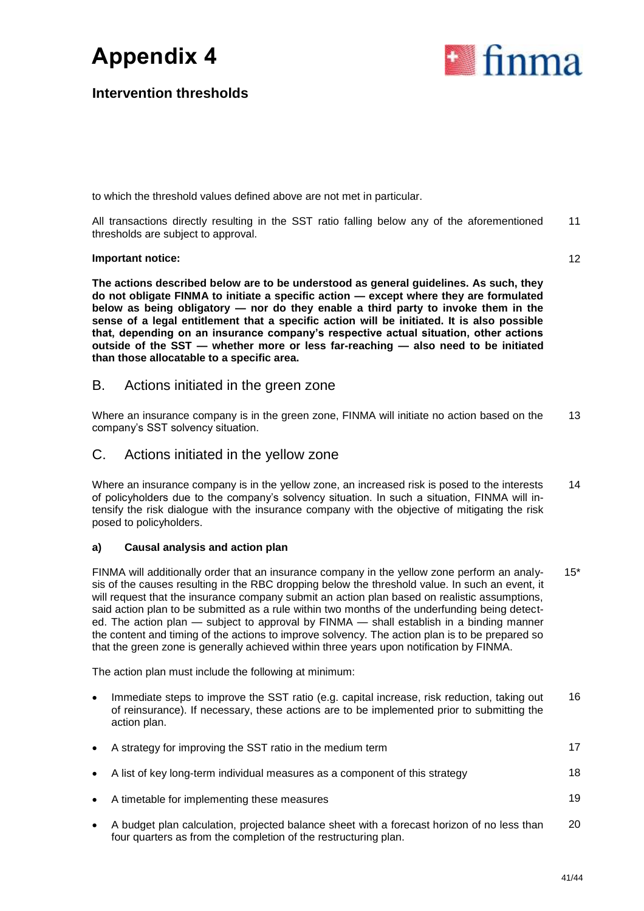# Appendix 4

## Intervention thresholds

to which the threshold values defined above are not met in particular.

All transactions directly resulting in the SST ratio falling below any of the aforementioned thresholds are subject to approval. 11

**Important notice:** 12

**The actions described below are to be understood as general guidelines. As such, they do not obligate FINMA to initiate a specific action — except where they are formulated below as being obligatory — nor do they enable a third party to invoke them in the sense of a legal entitlement that a specific action will be initiated. It is also possible that, depending on an insurance company's respective actual situation, other actions outside of the SST — whether more or less far-reaching — also need to be initiated than those allocatable to a specific area.**

## B. Actions initiated in the green zone

Where an insurance company is in the green zone, FINMA will initiate no action based on the company's SST solvency situation. 13

## C. Actions initiated in the yellow zone

Where an insurance company is in the yellow zone, an increased risk is posed to the interests of policyholders due to the company's solvency situation. In such a situation, FINMA will intensify the risk dialogue with the insurance company with the objective of mitigating the risk posed to policyholders. 14

### a) Causal analysis and action plan

FINMA will additionally order that an insurance company in the yellow zone perform an analysis of the causes resulting in the RBC dropping below the threshold value. In such an event, it will request that the insurance company submit an action plan based on realistic assumptions, said action plan to be submitted as a rule within two months of the underfunding being detected. The action plan — subject to approval by FINMA — shall establish in a binding manner the content and timing of the actions to improve solvency. The action plan is to be prepared so that the green zone is generally achieved within three years upon notification by FINMA. 15*

The action plan must include the following at minimum:

- Immediate steps to improve the SST ratio (e.g. capital increase, risk reduction, taking out of reinsurance). If necessary, these actions are to be implemented prior to submitting the action plan. 16
- A strategy for improving the SST ratio in the medium term 17
- A list of key long-term individual measures as a component of this strategy 18
- A timetable for implementing these measures 19
- A budget plan calculation, projected balance sheet with a forecast horizon of no less than four quarters as from the completion of the restructuring plan. 20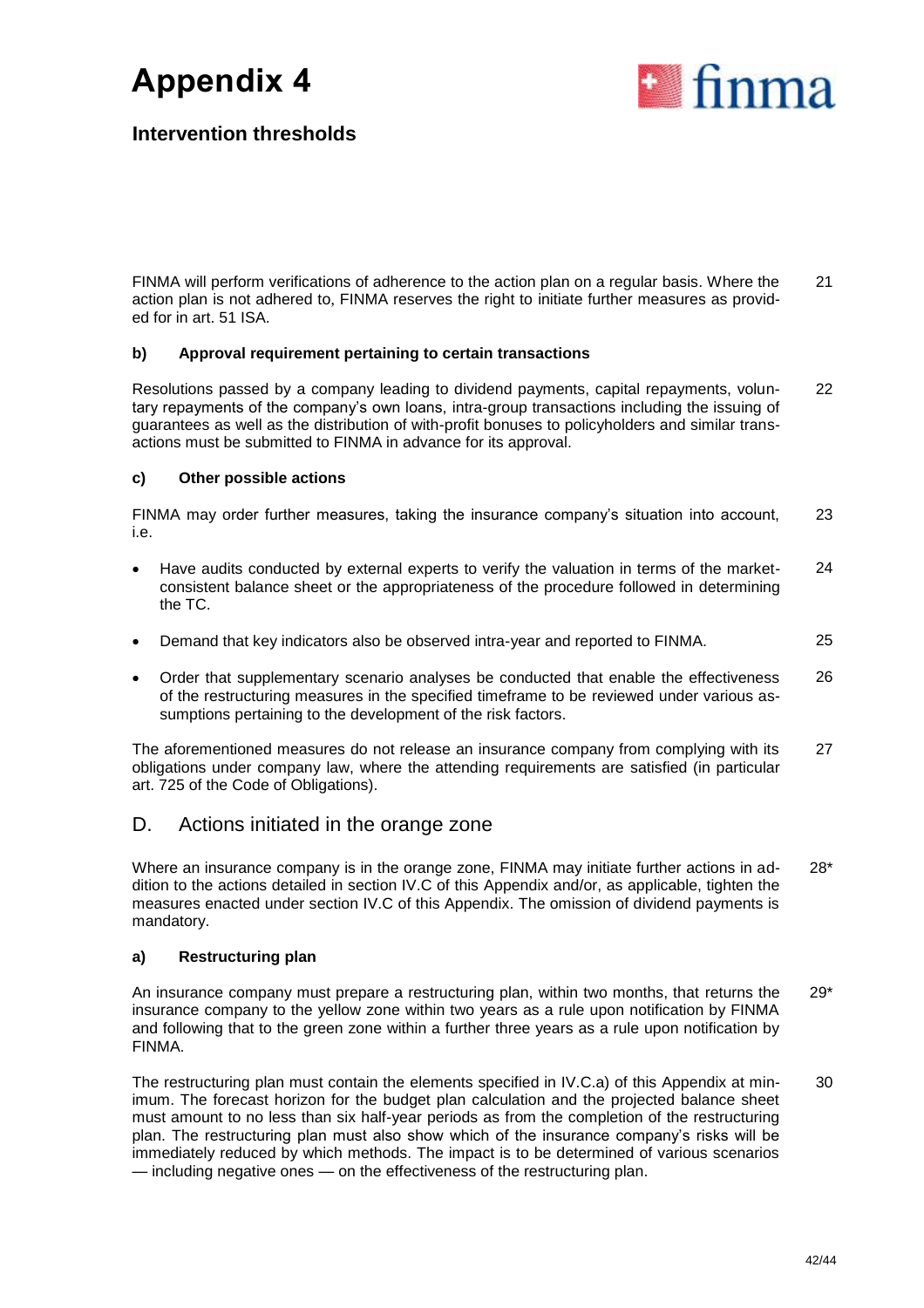FINMA will perform verifications of adherence to the action plan on a regular basis. Where the action plan is not adhered to, FINMA reserves the right to initiate further measures as provided for in art. 51 ISA. 21

#### b) Approval requirement pertaining to certain transactions

Resolutions passed by a company leading to dividend payments, capital repayments, voluntary repayments of the company's own loans, intra-group transactions including the issuing of guarantees as well as the distribution of with-profit bonuses to policyholders and similar transactions must be submitted to FINMA in advance for its approval. 22

#### c) Other possible actions

FINMA may order further measures, taking the insurance company's situation into account, i.e. 23

- Have audits conducted by external experts to verify the valuation in terms of the market-consistent balance sheet or the appropriateness of the procedure followed in determining the TC. 24
- Demand that key indicators also be observed intra-year and reported to FINMA. 25
- Order that supplementary scenario analyses be conducted that enable the effectiveness of the restructuring measures in the specified timeframe to be reviewed under various assumptions pertaining to the development of the risk factors. 26

The aforementioned measures do not release an insurance company from complying with its obligations under company law, where the attending requirements are satisfied (in particular art. 725 of the Code of Obligations). 27

## D. Actions initiated in the orange zone

Where an insurance company is in the orange zone, FINMA may initiate further actions in addition to the actions detailed in section IV.C of this Appendix and/or, as applicable, tighten the measures enacted under section IV.C of this Appendix. The omission of dividend payments is mandatory. 28*

#### a) Restructuring plan

An insurance company must prepare a restructuring plan, within two months, that returns the insurance company to the yellow zone within two years as a rule upon notification by FINMA and following that to the green zone within a further three years as a rule upon notification by FINMA. 29*

The restructuring plan must contain the elements specified in IV.C.a) of this Appendix at minimum. The forecast horizon for the budget plan calculation and the projected balance sheet must amount to no less than six half-year periods as from the completion of the restructuring plan. The restructuring plan must also show which of the insurance company's risks will be immediately reduced by which methods. The impact is to be determined of various scenarios — including negative ones — on the effectiveness of the restructuring plan. 30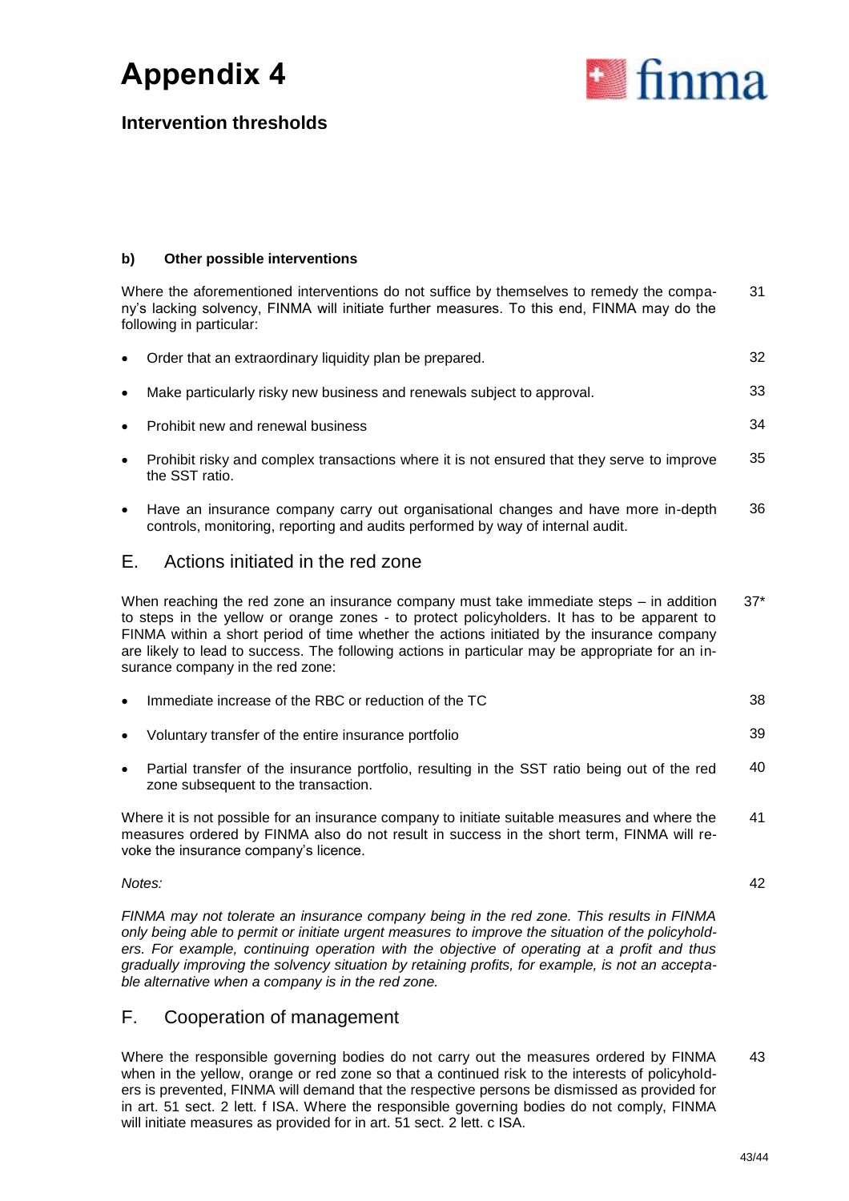# Appendix 4

## Intervention thresholds

#### b) Other possible interventions

Where the aforementioned interventions do not suffice by themselves to remedy the company's lacking solvency, FINMA will initiate further measures. To this end, FINMA may do the following in particular: 31

- Order that an extraordinary liquidity plan be prepared. 32
- Make particularly risky new business and renewals subject to approval. 33
- Prohibit new and renewal business 34
- Prohibit risky and complex transactions where it is not ensured that they serve to improve the SST ratio. 35
- Have an insurance company carry out organisational changes and have more in-depth controls, monitoring, reporting and audits performed by way of internal audit. 36

## E. Actions initiated in the red zone

When reaching the red zone an insurance company must take immediate steps – in addition to steps in the yellow or orange zones - to protect policyholders. It has to be apparent to FINMA within a short period of time whether the actions initiated by the insurance company are likely to lead to success. The following actions in particular may be appropriate for an insurance company in the red zone: 37*

- Immediate increase of the RBC or reduction of the TC 38
- Voluntary transfer of the entire insurance portfolio 39
- Partial transfer of the insurance portfolio, resulting in the SST ratio being out of the red zone subsequent to the transaction. 40

Where it is not possible for an insurance company to initiate suitable measures and where the measures ordered by FINMA also do not result in success in the short term, FINMA will revoke the insurance company's licence. 41

*Notes:* 42

*FINMA may not tolerate an insurance company being in the red zone. This results in FINMA only being able to permit or initiate urgent measures to improve the situation of the policyholders. For example, continuing operation with the objective of operating at a profit and thus gradually improving the solvency situation by retaining profits, for example, is not an acceptable alternative when a company is in the red zone.*

## F. Cooperation of management

Where the responsible governing bodies do not carry out the measures ordered by FINMA when in the yellow, orange or red zone so that a continued risk to the interests of policyholders is prevented, FINMA will demand that the respective persons be dismissed as provided for in art. 51 sect. 2 lett. f ISA. Where the responsible governing bodies do not comply, FINMA will initiate measures as provided for in art. 51 sect. 2 lett. c ISA. 43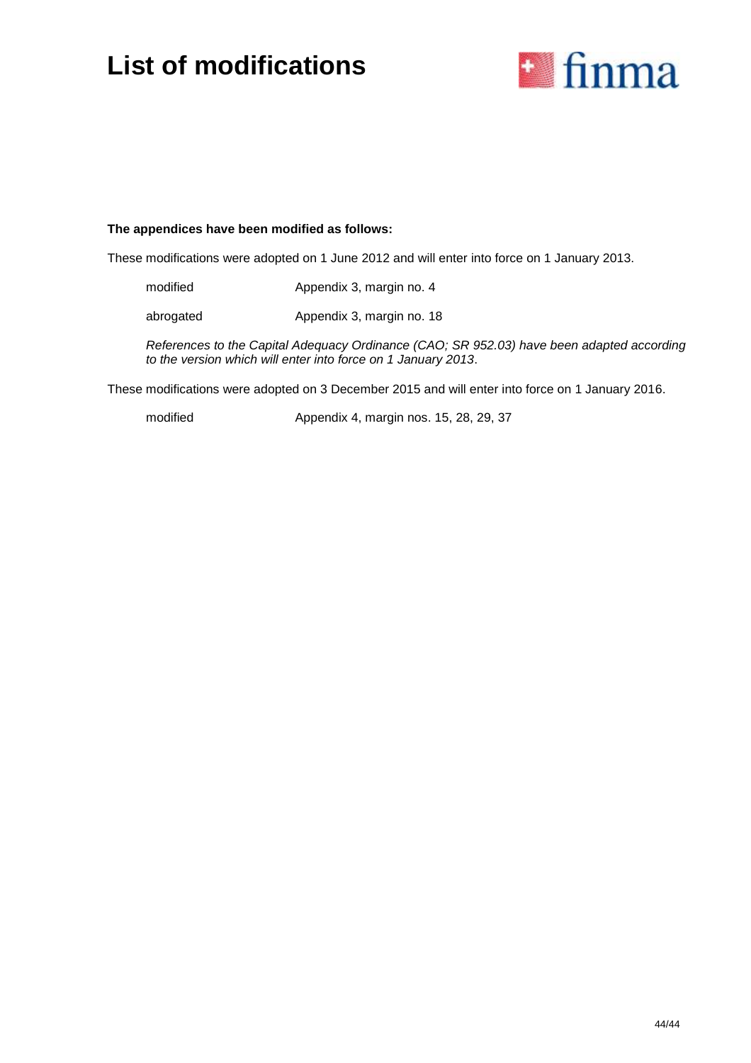# List of modifications

**The appendices have been modified as follows:**

These modifications were adopted on 1 June 2012 and will enter into force on 1 January 2013.

| | |
|---|---|
| modified | Appendix 3, margin no. 4 |
| abrogated | Appendix 3, margin no. 18 |

*References to the Capital Adequacy Ordinance (CAO; SR 952.03) have been adapted according to the version which will enter into force on 1 January 2013*.

These modifications were adopted on 3 December 2015 and will enter into force on 1 January 2016.

| | |
|---|---|
| modified | Appendix 4, margin nos. 15, 28, 29, 37 |